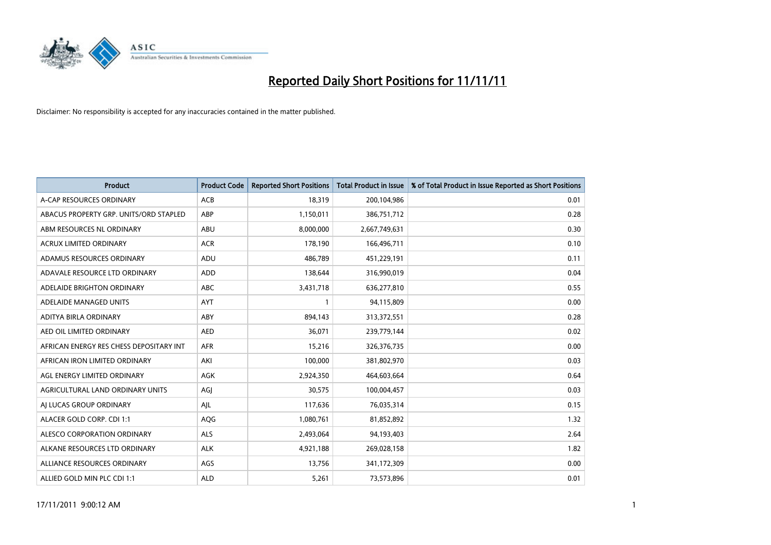# Reported Daily Short Positions for 11/11/11

Disclaimer: No responsibility is accepted for any inaccuracies contained in the matter published.

| Product | Product Code | Reported Short Positions | Total Product in Issue | % of Total Product in Issue Reported as Short Positions |
|---|---|---|---|---|
| A-CAP RESOURCES ORDINARY | ACB | 18,319 | 200,104,986 | 0.01 |
| ABACUS PROPERTY GRP. UNITS/ORD STAPLED | ABP | 1,150,011 | 386,751,712 | 0.28 |
| ABM RESOURCES NL ORDINARY | ABU | 8,000,000 | 2,667,749,631 | 0.30 |
| ACRUX LIMITED ORDINARY | ACR | 178,190 | 166,496,711 | 0.10 |
| ADAMUS RESOURCES ORDINARY | ADU | 486,789 | 451,229,191 | 0.11 |
| ADAVALE RESOURCE LTD ORDINARY | ADD | 138,644 | 316,990,019 | 0.04 |
| ADELAIDE BRIGHTON ORDINARY | ABC | 3,431,718 | 636,277,810 | 0.55 |
| ADELAIDE MANAGED UNITS | AYT | 1 | 94,115,809 | 0.00 |
| ADITYA BIRLA ORDINARY | ABY | 894,143 | 313,372,551 | 0.28 |
| AED OIL LIMITED ORDINARY | AED | 36,071 | 239,779,144 | 0.02 |
| AFRICAN ENERGY RES CHESS DEPOSITARY INT | AFR | 15,216 | 326,376,735 | 0.00 |
| AFRICAN IRON LIMITED ORDINARY | AKI | 100,000 | 381,802,970 | 0.03 |
| AGL ENERGY LIMITED ORDINARY | AGK | 2,924,350 | 464,603,664 | 0.64 |
| AGRICULTURAL LAND ORDINARY UNITS | AGJ | 30,575 | 100,004,457 | 0.03 |
| AJ LUCAS GROUP ORDINARY | AJL | 117,636 | 76,035,314 | 0.15 |
| ALACER GOLD CORP. CDI 1:1 | AQG | 1,080,761 | 81,852,892 | 1.32 |
| ALESCO CORPORATION ORDINARY | ALS | 2,493,064 | 94,193,403 | 2.64 |
| ALKANE RESOURCES LTD ORDINARY | ALK | 4,921,188 | 269,028,158 | 1.82 |
| ALLIANCE RESOURCES ORDINARY | AGS | 13,756 | 341,172,309 | 0.00 |
| ALLIED GOLD MIN PLC CDI 1:1 | ALD | 5,261 | 73,573,896 | 0.01 |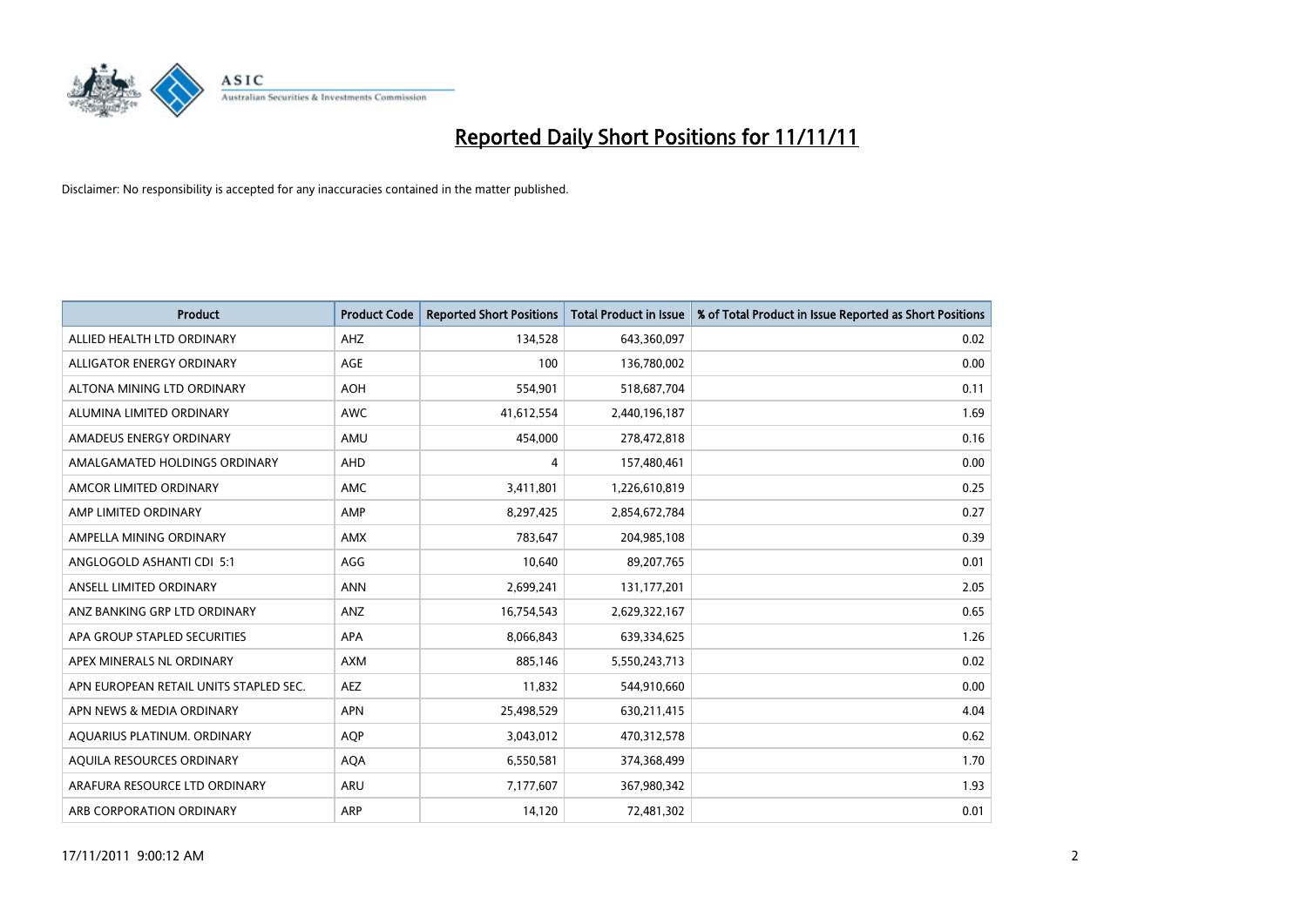# Reported Daily Short Positions for 11/11/11

Disclaimer: No responsibility is accepted for any inaccuracies contained in the matter published.

| Product | Product Code | Reported Short Positions | Total Product in Issue | % of Total Product in Issue Reported as Short Positions |
|---|---|---|---|---|
| ALLIED HEALTH LTD ORDINARY | AHZ | 134,528 | 643,360,097 | 0.02 |
| ALLIGATOR ENERGY ORDINARY | AGE | 100 | 136,780,002 | 0.00 |
| ALTONA MINING LTD ORDINARY | AOH | 554,901 | 518,687,704 | 0.11 |
| ALUMINA LIMITED ORDINARY | AWC | 41,612,554 | 2,440,196,187 | 1.69 |
| AMADEUS ENERGY ORDINARY | AMU | 454,000 | 278,472,818 | 0.16 |
| AMALGAMATED HOLDINGS ORDINARY | AHD | 4 | 157,480,461 | 0.00 |
| AMCOR LIMITED ORDINARY | AMC | 3,411,801 | 1,226,610,819 | 0.25 |
| AMP LIMITED ORDINARY | AMP | 8,297,425 | 2,854,672,784 | 0.27 |
| AMPELLA MINING ORDINARY | AMX | 783,647 | 204,985,108 | 0.39 |
| ANGLOGOLD ASHANTI CDI 5:1 | AGG | 10,640 | 89,207,765 | 0.01 |
| ANSELL LIMITED ORDINARY | ANN | 2,699,241 | 131,177,201 | 2.05 |
| ANZ BANKING GRP LTD ORDINARY | ANZ | 16,754,543 | 2,629,322,167 | 0.65 |
| APA GROUP STAPLED SECURITIES | APA | 8,066,843 | 639,334,625 | 1.26 |
| APEX MINERALS NL ORDINARY | AXM | 885,146 | 5,550,243,713 | 0.02 |
| APN EUROPEAN RETAIL UNITS STAPLED SEC. | AEZ | 11,832 | 544,910,660 | 0.00 |
| APN NEWS & MEDIA ORDINARY | APN | 25,498,529 | 630,211,415 | 4.04 |
| AQUARIUS PLATINUM. ORDINARY | AQP | 3,043,012 | 470,312,578 | 0.62 |
| AQUILA RESOURCES ORDINARY | AQA | 6,550,581 | 374,368,499 | 1.70 |
| ARAFURA RESOURCE LTD ORDINARY | ARU | 7,177,607 | 367,980,342 | 1.93 |
| ARB CORPORATION ORDINARY | ARP | 14,120 | 72,481,302 | 0.01 |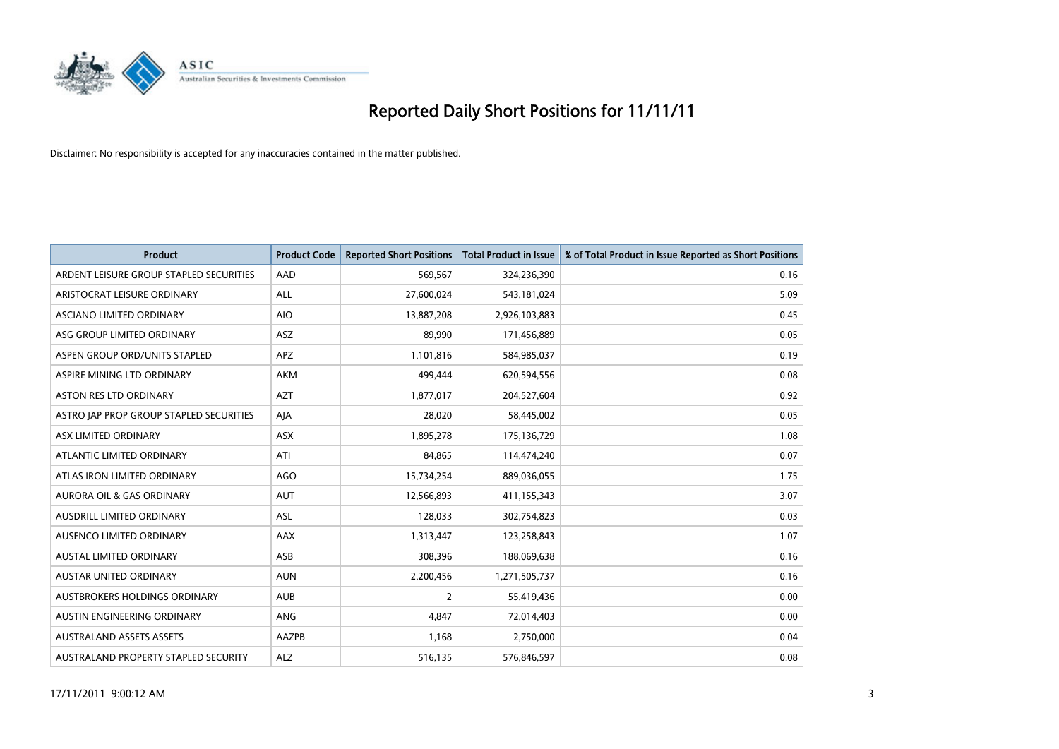# Reported Daily Short Positions for 11/11/11

Disclaimer: No responsibility is accepted for any inaccuracies contained in the matter published.

| Product | Product Code | Reported Short Positions | Total Product in Issue | % of Total Product in Issue Reported as Short Positions |
|---|---|---|---|---|
| ARDENT LEISURE GROUP STAPLED SECURITIES | AAD | 569,567 | 324,236,390 | 0.16 |
| ARISTOCRAT LEISURE ORDINARY | ALL | 27,600,024 | 543,181,024 | 5.09 |
| ASCIANO LIMITED ORDINARY | AIO | 13,887,208 | 2,926,103,883 | 0.45 |
| ASG GROUP LIMITED ORDINARY | ASZ | 89,990 | 171,456,889 | 0.05 |
| ASPEN GROUP ORD/UNITS STAPLED | APZ | 1,101,816 | 584,985,037 | 0.19 |
| ASPIRE MINING LTD ORDINARY | AKM | 499,444 | 620,594,556 | 0.08 |
| ASTON RES LTD ORDINARY | AZT | 1,877,017 | 204,527,604 | 0.92 |
| ASTRO JAP PROP GROUP STAPLED SECURITIES | AJA | 28,020 | 58,445,002 | 0.05 |
| ASX LIMITED ORDINARY | ASX | 1,895,278 | 175,136,729 | 1.08 |
| ATLANTIC LIMITED ORDINARY | ATI | 84,865 | 114,474,240 | 0.07 |
| ATLAS IRON LIMITED ORDINARY | AGO | 15,734,254 | 889,036,055 | 1.75 |
| AURORA OIL & GAS ORDINARY | AUT | 12,566,893 | 411,155,343 | 3.07 |
| AUSDRILL LIMITED ORDINARY | ASL | 128,033 | 302,754,823 | 0.03 |
| AUSENCO LIMITED ORDINARY | AAX | 1,313,447 | 123,258,843 | 1.07 |
| AUSTAL LIMITED ORDINARY | ASB | 308,396 | 188,069,638 | 0.16 |
| AUSTAR UNITED ORDINARY | AUN | 2,200,456 | 1,271,505,737 | 0.16 |
| AUSTBROKERS HOLDINGS ORDINARY | AUB | 2 | 55,419,436 | 0.00 |
| AUSTIN ENGINEERING ORDINARY | ANG | 4,847 | 72,014,403 | 0.00 |
| AUSTRALAND ASSETS ASSETS | AAZPB | 1,168 | 2,750,000 | 0.04 |
| AUSTRALAND PROPERTY STAPLED SECURITY | ALZ | 516,135 | 576,846,597 | 0.08 |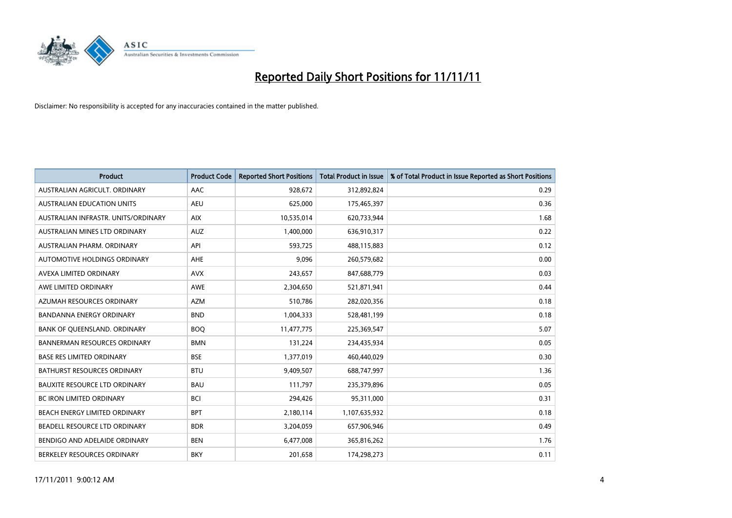# Reported Daily Short Positions for 11/11/11

Disclaimer: No responsibility is accepted for any inaccuracies contained in the matter published.

| Product | Product Code | Reported Short Positions | Total Product in Issue | % of Total Product in Issue Reported as Short Positions |
|---|---|---|---|---|
| AUSTRALIAN AGRICULT. ORDINARY | AAC | 928,672 | 312,892,824 | 0.29 |
| AUSTRALIAN EDUCATION UNITS | AEU | 625,000 | 175,465,397 | 0.36 |
| AUSTRALIAN INFRASTR. UNITS/ORDINARY | AIX | 10,535,014 | 620,733,944 | 1.68 |
| AUSTRALIAN MINES LTD ORDINARY | AUZ | 1,400,000 | 636,910,317 | 0.22 |
| AUSTRALIAN PHARM. ORDINARY | API | 593,725 | 488,115,883 | 0.12 |
| AUTOMOTIVE HOLDINGS ORDINARY | AHE | 9,096 | 260,579,682 | 0.00 |
| AVEXA LIMITED ORDINARY | AVX | 243,657 | 847,688,779 | 0.03 |
| AWE LIMITED ORDINARY | AWE | 2,304,650 | 521,871,941 | 0.44 |
| AZUMAH RESOURCES ORDINARY | AZM | 510,786 | 282,020,356 | 0.18 |
| BANDANNA ENERGY ORDINARY | BND | 1,004,333 | 528,481,199 | 0.18 |
| BANK OF QUEENSLAND. ORDINARY | BOQ | 11,477,775 | 225,369,547 | 5.07 |
| BANNERMAN RESOURCES ORDINARY | BMN | 131,224 | 234,435,934 | 0.05 |
| BASE RES LIMITED ORDINARY | BSE | 1,377,019 | 460,440,029 | 0.30 |
| BATHURST RESOURCES ORDINARY | BTU | 9,409,507 | 688,747,997 | 1.36 |
| BAUXITE RESOURCE LTD ORDINARY | BAU | 111,797 | 235,379,896 | 0.05 |
| BC IRON LIMITED ORDINARY | BCI | 294,426 | 95,311,000 | 0.31 |
| BEACH ENERGY LIMITED ORDINARY | BPT | 2,180,114 | 1,107,635,932 | 0.18 |
| BEADELL RESOURCE LTD ORDINARY | BDR | 3,204,059 | 657,906,946 | 0.49 |
| BENDIGO AND ADELAIDE ORDINARY | BEN | 6,477,008 | 365,816,262 | 1.76 |
| BERKELEY RESOURCES ORDINARY | BKY | 201,658 | 174,298,273 | 0.11 |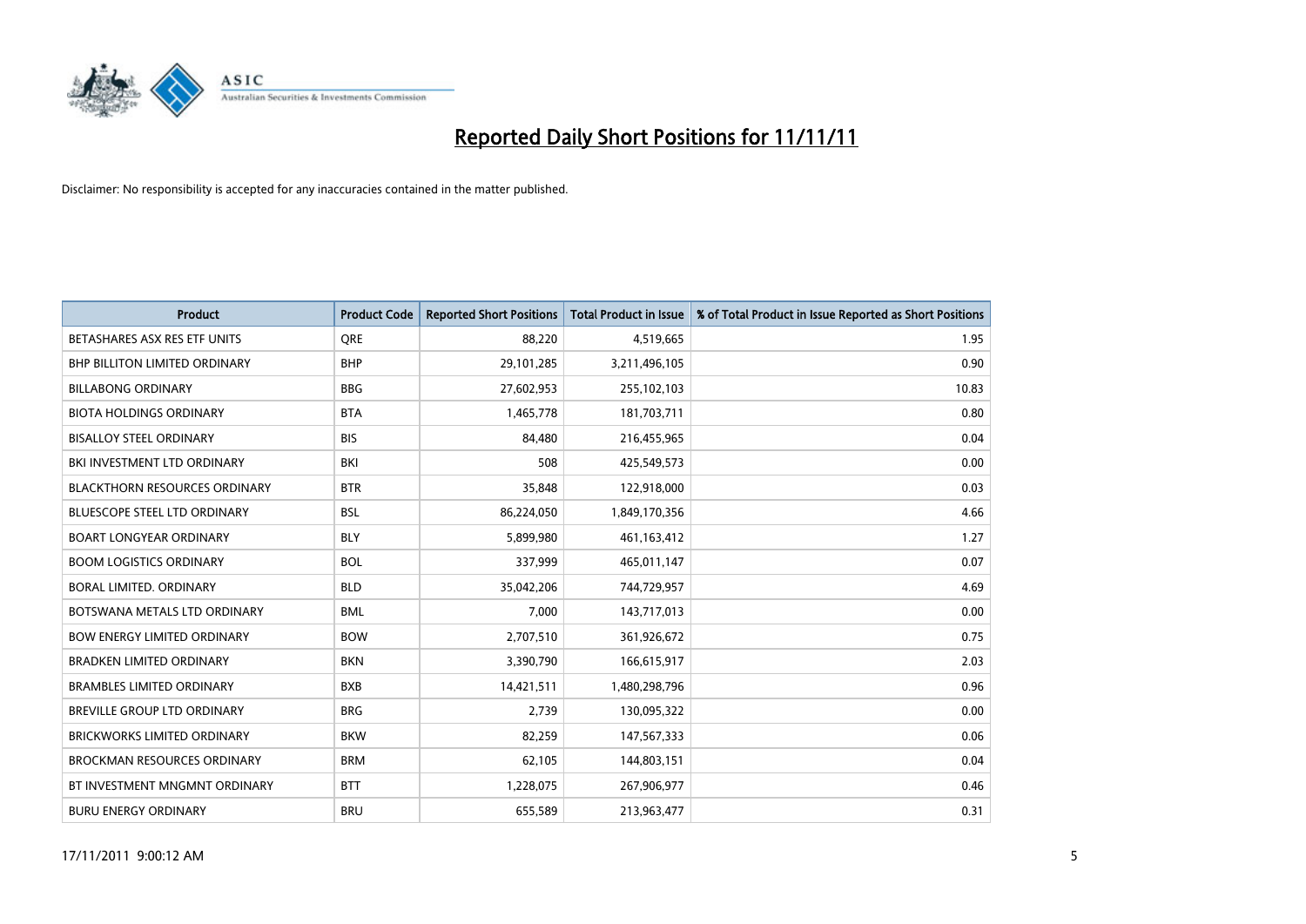# Reported Daily Short Positions for 11/11/11

Disclaimer: No responsibility is accepted for any inaccuracies contained in the matter published.

| Product | Product Code | Reported Short Positions | Total Product in Issue | % of Total Product in Issue Reported as Short Positions |
|---|---|---|---|---|
| BETASHARES ASX RES ETF UNITS | QRE | 88,220 | 4,519,665 | 1.95 |
| BHP BILLITON LIMITED ORDINARY | BHP | 29,101,285 | 3,211,496,105 | 0.90 |
| BILLABONG ORDINARY | BBG | 27,602,953 | 255,102,103 | 10.83 |
| BIOTA HOLDINGS ORDINARY | BTA | 1,465,778 | 181,703,711 | 0.80 |
| BISALLOY STEEL ORDINARY | BIS | 84,480 | 216,455,965 | 0.04 |
| BKI INVESTMENT LTD ORDINARY | BKI | 508 | 425,549,573 | 0.00 |
| BLACKTHORN RESOURCES ORDINARY | BTR | 35,848 | 122,918,000 | 0.03 |
| BLUESCOPE STEEL LTD ORDINARY | BSL | 86,224,050 | 1,849,170,356 | 4.66 |
| BOART LONGYEAR ORDINARY | BLY | 5,899,980 | 461,163,412 | 1.27 |
| BOOM LOGISTICS ORDINARY | BOL | 337,999 | 465,011,147 | 0.07 |
| BORAL LIMITED. ORDINARY | BLD | 35,042,206 | 744,729,957 | 4.69 |
| BOTSWANA METALS LTD ORDINARY | BML | 7,000 | 143,717,013 | 0.00 |
| BOW ENERGY LIMITED ORDINARY | BOW | 2,707,510 | 361,926,672 | 0.75 |
| BRADKEN LIMITED ORDINARY | BKN | 3,390,790 | 166,615,917 | 2.03 |
| BRAMBLES LIMITED ORDINARY | BXB | 14,421,511 | 1,480,298,796 | 0.96 |
| BREVILLE GROUP LTD ORDINARY | BRG | 2,739 | 130,095,322 | 0.00 |
| BRICKWORKS LIMITED ORDINARY | BKW | 82,259 | 147,567,333 | 0.06 |
| BROCKMAN RESOURCES ORDINARY | BRM | 62,105 | 144,803,151 | 0.04 |
| BT INVESTMENT MNGMNT ORDINARY | BTT | 1,228,075 | 267,906,977 | 0.46 |
| BURU ENERGY ORDINARY | BRU | 655,589 | 213,963,477 | 0.31 |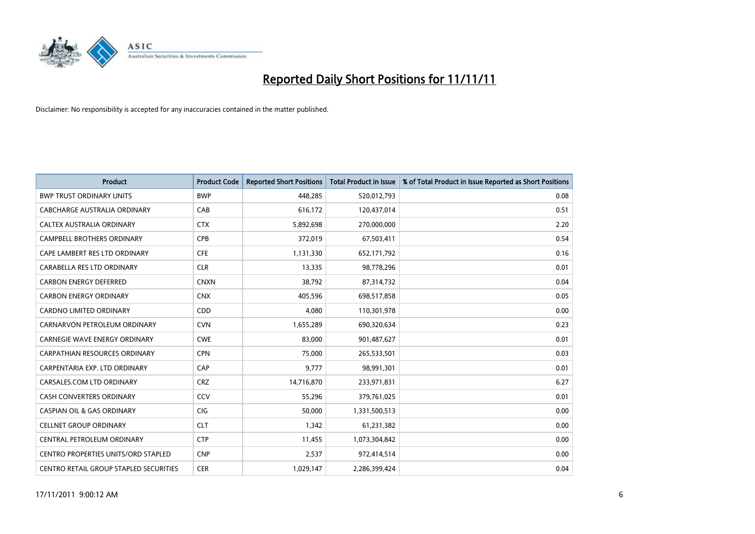# Reported Daily Short Positions for 11/11/11

Disclaimer: No responsibility is accepted for any inaccuracies contained in the matter published.

| Product | Product Code | Reported Short Positions | Total Product in Issue | % of Total Product in Issue Reported as Short Positions |
|---|---|---|---|---|
| BWP TRUST ORDINARY UNITS | BWP | 448,285 | 520,012,793 | 0.08 |
| CABCHARGE AUSTRALIA ORDINARY | CAB | 616,172 | 120,437,014 | 0.51 |
| CALTEX AUSTRALIA ORDINARY | CTX | 5,892,698 | 270,000,000 | 2.20 |
| CAMPBELL BROTHERS ORDINARY | CPB | 372,019 | 67,503,411 | 0.54 |
| CAPE LAMBERT RES LTD ORDINARY | CFE | 1,131,330 | 652,171,792 | 0.16 |
| CARABELLA RES LTD ORDINARY | CLR | 13,335 | 98,778,296 | 0.01 |
| CARBON ENERGY DEFERRED | CNXN | 38,792 | 87,314,732 | 0.04 |
| CARBON ENERGY ORDINARY | CNX | 405,596 | 698,517,858 | 0.05 |
| CARDNO LIMITED ORDINARY | CDD | 4,080 | 110,301,978 | 0.00 |
| CARNARVON PETROLEUM ORDINARY | CVN | 1,655,289 | 690,320,634 | 0.23 |
| CARNEGIE WAVE ENERGY ORDINARY | CWE | 83,000 | 901,487,627 | 0.01 |
| CARPATHIAN RESOURCES ORDINARY | CPN | 75,000 | 265,533,501 | 0.03 |
| CARPENTARIA EXP. LTD ORDINARY | CAP | 9,777 | 98,991,301 | 0.01 |
| CARSALES.COM LTD ORDINARY | CRZ | 14,716,870 | 233,971,831 | 6.27 |
| CASH CONVERTERS ORDINARY | CCV | 55,296 | 379,761,025 | 0.01 |
| CASPIAN OIL & GAS ORDINARY | CIG | 50,000 | 1,331,500,513 | 0.00 |
| CELLNET GROUP ORDINARY | CLT | 1,342 | 61,231,382 | 0.00 |
| CENTRAL PETROLEUM ORDINARY | CTP | 11,455 | 1,073,304,842 | 0.00 |
| CENTRO PROPERTIES UNITS/ORD STAPLED | CNP | 2,537 | 972,414,514 | 0.00 |
| CENTRO RETAIL GROUP STAPLED SECURITIES | CER | 1,029,147 | 2,286,399,424 | 0.04 |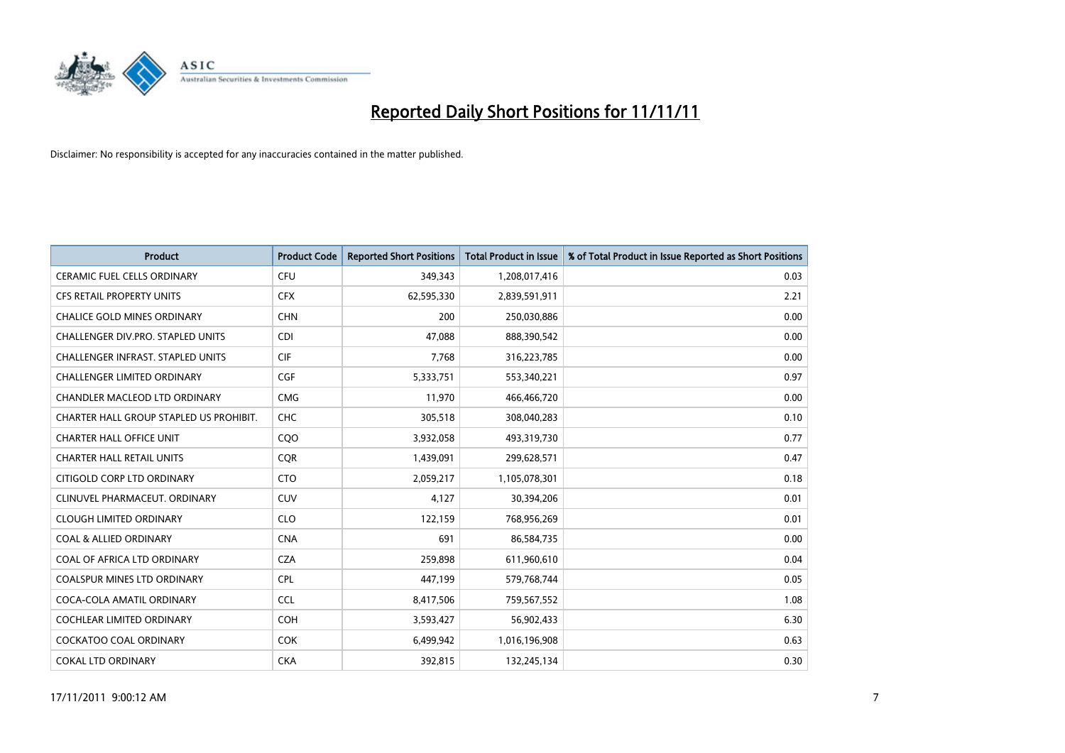# Reported Daily Short Positions for 11/11/11

Disclaimer: No responsibility is accepted for any inaccuracies contained in the matter published.

| Product | Product Code | Reported Short Positions | Total Product in Issue | % of Total Product in Issue Reported as Short Positions |
|---|---|---|---|---|
| CERAMIC FUEL CELLS ORDINARY | CFU | 349,343 | 1,208,017,416 | 0.03 |
| CFS RETAIL PROPERTY UNITS | CFX | 62,595,330 | 2,839,591,911 | 2.21 |
| CHALICE GOLD MINES ORDINARY | CHN | 200 | 250,030,886 | 0.00 |
| CHALLENGER DIV.PRO. STAPLED UNITS | CDI | 47,088 | 888,390,542 | 0.00 |
| CHALLENGER INFRAST. STAPLED UNITS | CIF | 7,768 | 316,223,785 | 0.00 |
| CHALLENGER LIMITED ORDINARY | CGF | 5,333,751 | 553,340,221 | 0.97 |
| CHANDLER MACLEOD LTD ORDINARY | CMG | 11,970 | 466,466,720 | 0.00 |
| CHARTER HALL GROUP STAPLED US PROHIBIT. | CHC | 305,518 | 308,040,283 | 0.10 |
| CHARTER HALL OFFICE UNIT | CQO | 3,932,058 | 493,319,730 | 0.77 |
| CHARTER HALL RETAIL UNITS | CQR | 1,439,091 | 299,628,571 | 0.47 |
| CITIGOLD CORP LTD ORDINARY | CTO | 2,059,217 | 1,105,078,301 | 0.18 |
| CLINUVEL PHARMACEUT. ORDINARY | CUV | 4,127 | 30,394,206 | 0.01 |
| CLOUGH LIMITED ORDINARY | CLO | 122,159 | 768,956,269 | 0.01 |
| COAL & ALLIED ORDINARY | CNA | 691 | 86,584,735 | 0.00 |
| COAL OF AFRICA LTD ORDINARY | CZA | 259,898 | 611,960,610 | 0.04 |
| COALSPUR MINES LTD ORDINARY | CPL | 447,199 | 579,768,744 | 0.05 |
| COCA-COLA AMATIL ORDINARY | CCL | 8,417,506 | 759,567,552 | 1.08 |
| COCHLEAR LIMITED ORDINARY | COH | 3,593,427 | 56,902,433 | 6.30 |
| COCKATOO COAL ORDINARY | COK | 6,499,942 | 1,016,196,908 | 0.63 |
| COKAL LTD ORDINARY | CKA | 392,815 | 132,245,134 | 0.30 |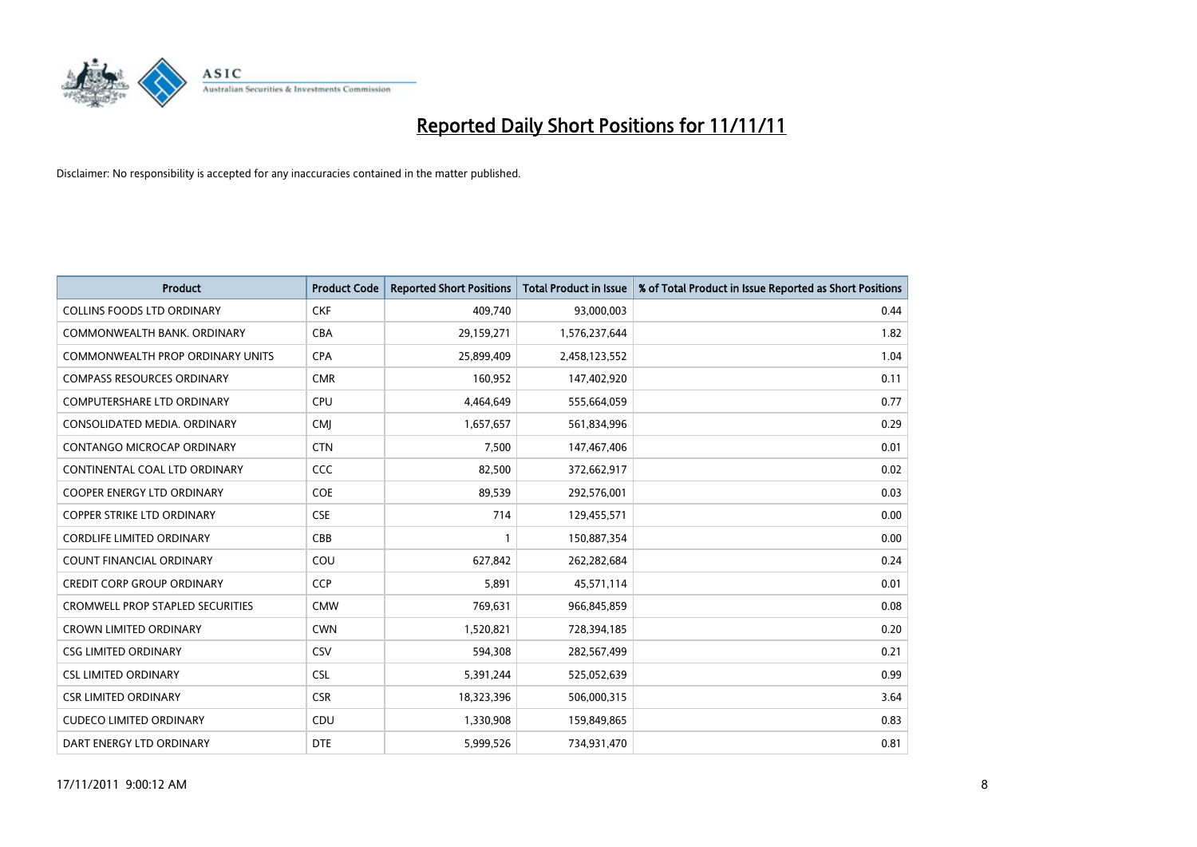# Reported Daily Short Positions for 11/11/11

Disclaimer: No responsibility is accepted for any inaccuracies contained in the matter published.

| Product | Product Code | Reported Short Positions | Total Product in Issue | % of Total Product in Issue Reported as Short Positions |
|---|---|---|---|---|
| COLLINS FOODS LTD ORDINARY | CKF | 409,740 | 93,000,003 | 0.44 |
| COMMONWEALTH BANK. ORDINARY | CBA | 29,159,271 | 1,576,237,644 | 1.82 |
| COMMONWEALTH PROP ORDINARY UNITS | CPA | 25,899,409 | 2,458,123,552 | 1.04 |
| COMPASS RESOURCES ORDINARY | CMR | 160,952 | 147,402,920 | 0.11 |
| COMPUTERSHARE LTD ORDINARY | CPU | 4,464,649 | 555,664,059 | 0.77 |
| CONSOLIDATED MEDIA. ORDINARY | CMJ | 1,657,657 | 561,834,996 | 0.29 |
| CONTANGO MICROCAP ORDINARY | CTN | 7,500 | 147,467,406 | 0.01 |
| CONTINENTAL COAL LTD ORDINARY | CCC | 82,500 | 372,662,917 | 0.02 |
| COOPER ENERGY LTD ORDINARY | COE | 89,539 | 292,576,001 | 0.03 |
| COPPER STRIKE LTD ORDINARY | CSE | 714 | 129,455,571 | 0.00 |
| CORDLIFE LIMITED ORDINARY | CBB | 1 | 150,887,354 | 0.00 |
| COUNT FINANCIAL ORDINARY | COU | 627,842 | 262,282,684 | 0.24 |
| CREDIT CORP GROUP ORDINARY | CCP | 5,891 | 45,571,114 | 0.01 |
| CROMWELL PROP STAPLED SECURITIES | CMW | 769,631 | 966,845,859 | 0.08 |
| CROWN LIMITED ORDINARY | CWN | 1,520,821 | 728,394,185 | 0.20 |
| CSG LIMITED ORDINARY | CSV | 594,308 | 282,567,499 | 0.21 |
| CSL LIMITED ORDINARY | CSL | 5,391,244 | 525,052,639 | 0.99 |
| CSR LIMITED ORDINARY | CSR | 18,323,396 | 506,000,315 | 3.64 |
| CUDECO LIMITED ORDINARY | CDU | 1,330,908 | 159,849,865 | 0.83 |
| DART ENERGY LTD ORDINARY | DTE | 5,999,526 | 734,931,470 | 0.81 |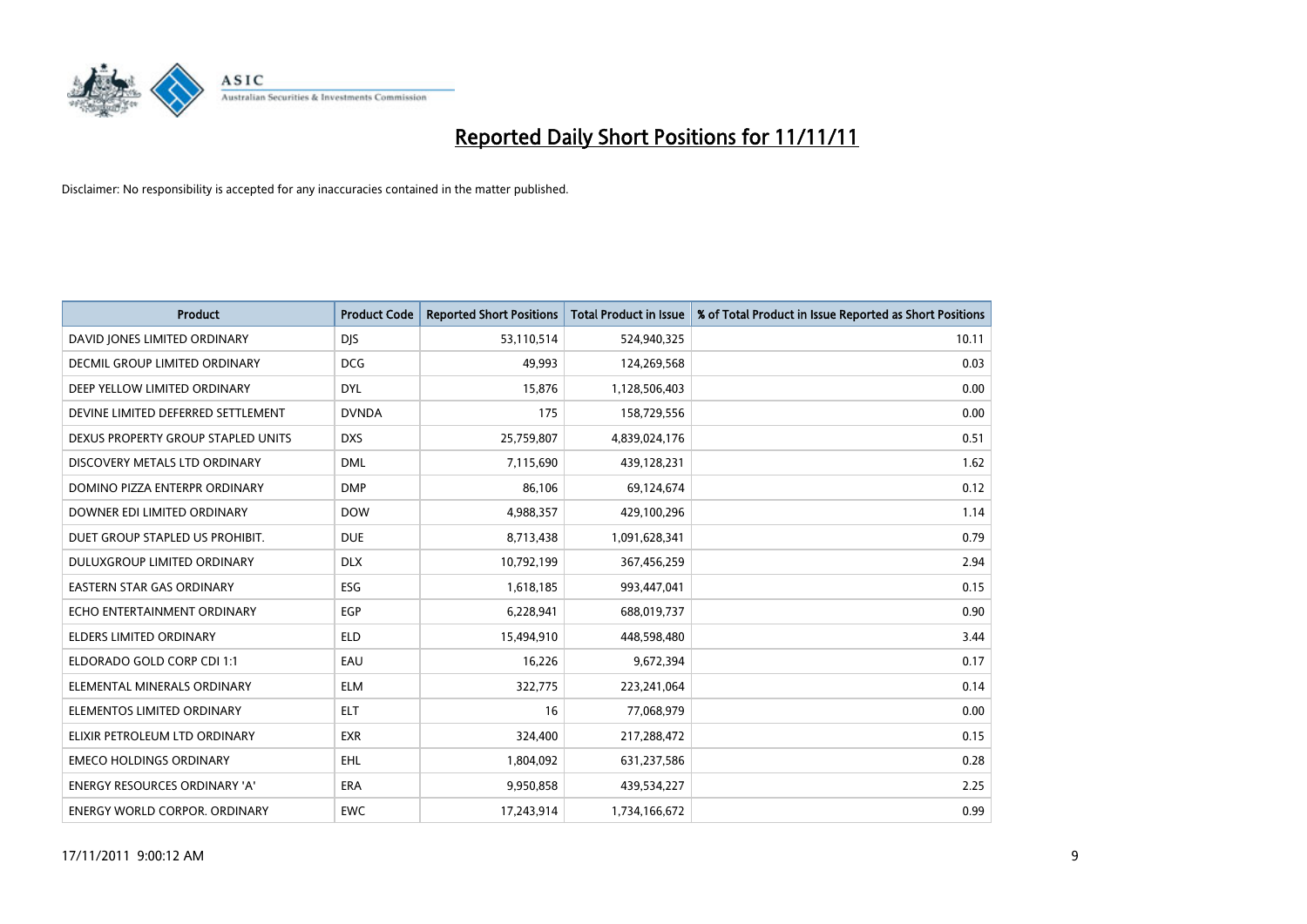# Reported Daily Short Positions for 11/11/11

Disclaimer: No responsibility is accepted for any inaccuracies contained in the matter published.

| Product | Product Code | Reported Short Positions | Total Product in Issue | % of Total Product in Issue Reported as Short Positions |
|---|---|---|---|---|
| DAVID JONES LIMITED ORDINARY | DJS | 53,110,514 | 524,940,325 | 10.11 |
| DECMIL GROUP LIMITED ORDINARY | DCG | 49,993 | 124,269,568 | 0.03 |
| DEEP YELLOW LIMITED ORDINARY | DYL | 15,876 | 1,128,506,403 | 0.00 |
| DEVINE LIMITED DEFERRED SETTLEMENT | DVNDA | 175 | 158,729,556 | 0.00 |
| DEXUS PROPERTY GROUP STAPLED UNITS | DXS | 25,759,807 | 4,839,024,176 | 0.51 |
| DISCOVERY METALS LTD ORDINARY | DML | 7,115,690 | 439,128,231 | 1.62 |
| DOMINO PIZZA ENTERPR ORDINARY | DMP | 86,106 | 69,124,674 | 0.12 |
| DOWNER EDI LIMITED ORDINARY | DOW | 4,988,357 | 429,100,296 | 1.14 |
| DUET GROUP STAPLED US PROHIBIT. | DUE | 8,713,438 | 1,091,628,341 | 0.79 |
| DULUXGROUP LIMITED ORDINARY | DLX | 10,792,199 | 367,456,259 | 2.94 |
| EASTERN STAR GAS ORDINARY | ESG | 1,618,185 | 993,447,041 | 0.15 |
| ECHO ENTERTAINMENT ORDINARY | EGP | 6,228,941 | 688,019,737 | 0.90 |
| ELDERS LIMITED ORDINARY | ELD | 15,494,910 | 448,598,480 | 3.44 |
| ELDORADO GOLD CORP CDI 1:1 | EAU | 16,226 | 9,672,394 | 0.17 |
| ELEMENTAL MINERALS ORDINARY | ELM | 322,775 | 223,241,064 | 0.14 |
| ELEMENTOS LIMITED ORDINARY | ELT | 16 | 77,068,979 | 0.00 |
| ELIXIR PETROLEUM LTD ORDINARY | EXR | 324,400 | 217,288,472 | 0.15 |
| EMECO HOLDINGS ORDINARY | EHL | 1,804,092 | 631,237,586 | 0.28 |
| ENERGY RESOURCES ORDINARY 'A' | ERA | 9,950,858 | 439,534,227 | 2.25 |
| ENERGY WORLD CORPOR. ORDINARY | EWC | 17,243,914 | 1,734,166,672 | 0.99 |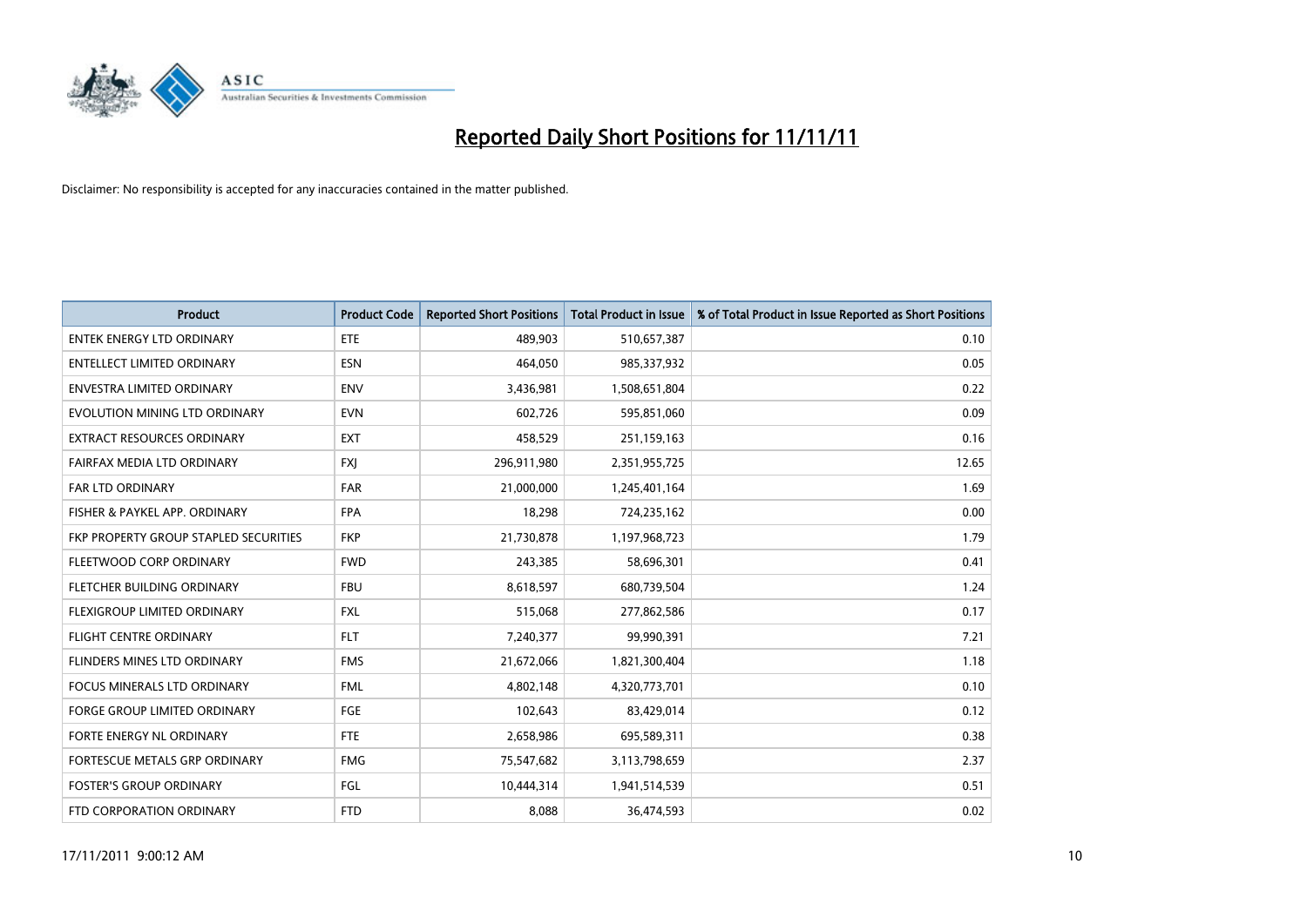# Reported Daily Short Positions for 11/11/11

Disclaimer: No responsibility is accepted for any inaccuracies contained in the matter published.

| Product | Product Code | Reported Short Positions | Total Product in Issue | % of Total Product in Issue Reported as Short Positions |
|---|---|---|---|---|
| ENTEK ENERGY LTD ORDINARY | ETE | 489,903 | 510,657,387 | 0.10 |
| ENTELLECT LIMITED ORDINARY | ESN | 464,050 | 985,337,932 | 0.05 |
| ENVESTRA LIMITED ORDINARY | ENV | 3,436,981 | 1,508,651,804 | 0.22 |
| EVOLUTION MINING LTD ORDINARY | EVN | 602,726 | 595,851,060 | 0.09 |
| EXTRACT RESOURCES ORDINARY | EXT | 458,529 | 251,159,163 | 0.16 |
| FAIRFAX MEDIA LTD ORDINARY | FXJ | 296,911,980 | 2,351,955,725 | 12.65 |
| FAR LTD ORDINARY | FAR | 21,000,000 | 1,245,401,164 | 1.69 |
| FISHER & PAYKEL APP. ORDINARY | FPA | 18,298 | 724,235,162 | 0.00 |
| FKP PROPERTY GROUP STAPLED SECURITIES | FKP | 21,730,878 | 1,197,968,723 | 1.79 |
| FLEETWOOD CORP ORDINARY | FWD | 243,385 | 58,696,301 | 0.41 |
| FLETCHER BUILDING ORDINARY | FBU | 8,618,597 | 680,739,504 | 1.24 |
| FLEXIGROUP LIMITED ORDINARY | FXL | 515,068 | 277,862,586 | 0.17 |
| FLIGHT CENTRE ORDINARY | FLT | 7,240,377 | 99,990,391 | 7.21 |
| FLINDERS MINES LTD ORDINARY | FMS | 21,672,066 | 1,821,300,404 | 1.18 |
| FOCUS MINERALS LTD ORDINARY | FML | 4,802,148 | 4,320,773,701 | 0.10 |
| FORGE GROUP LIMITED ORDINARY | FGE | 102,643 | 83,429,014 | 0.12 |
| FORTE ENERGY NL ORDINARY | FTE | 2,658,986 | 695,589,311 | 0.38 |
| FORTESCUE METALS GRP ORDINARY | FMG | 75,547,682 | 3,113,798,659 | 2.37 |
| FOSTER'S GROUP ORDINARY | FGL | 10,444,314 | 1,941,514,539 | 0.51 |
| FTD CORPORATION ORDINARY | FTD | 8,088 | 36,474,593 | 0.02 |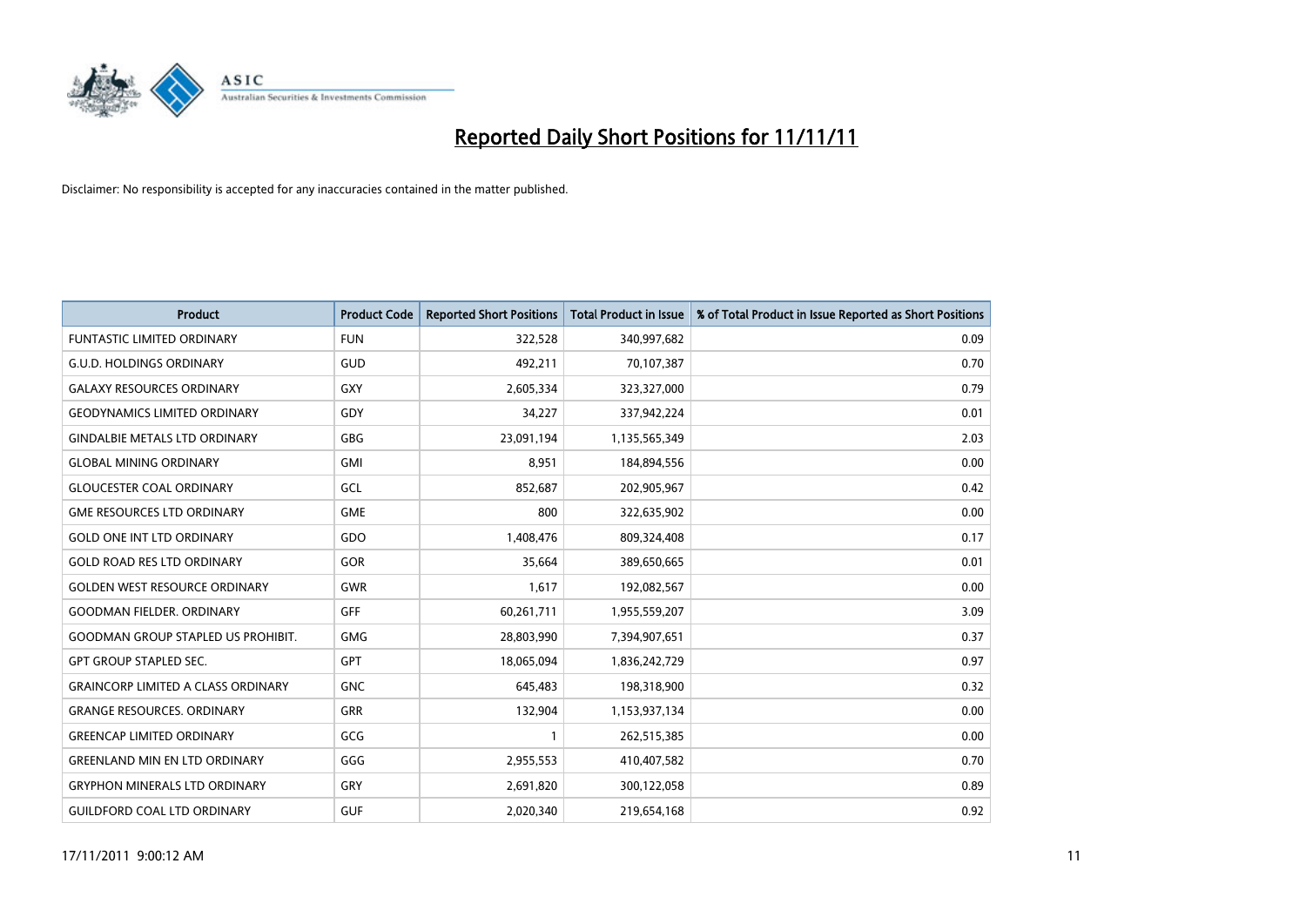# Reported Daily Short Positions for 11/11/11

Disclaimer: No responsibility is accepted for any inaccuracies contained in the matter published.

| Product | Product Code | Reported Short Positions | Total Product in Issue | % of Total Product in Issue Reported as Short Positions |
|---|---|---|---|---|
| FUNTASTIC LIMITED ORDINARY | FUN | 322,528 | 340,997,682 | 0.09 |
| G.U.D. HOLDINGS ORDINARY | GUD | 492,211 | 70,107,387 | 0.70 |
| GALAXY RESOURCES ORDINARY | GXY | 2,605,334 | 323,327,000 | 0.79 |
| GEODYNAMICS LIMITED ORDINARY | GDY | 34,227 | 337,942,224 | 0.01 |
| GINDALBIE METALS LTD ORDINARY | GBG | 23,091,194 | 1,135,565,349 | 2.03 |
| GLOBAL MINING ORDINARY | GMI | 8,951 | 184,894,556 | 0.00 |
| GLOUCESTER COAL ORDINARY | GCL | 852,687 | 202,905,967 | 0.42 |
| GME RESOURCES LTD ORDINARY | GME | 800 | 322,635,902 | 0.00 |
| GOLD ONE INT LTD ORDINARY | GDO | 1,408,476 | 809,324,408 | 0.17 |
| GOLD ROAD RES LTD ORDINARY | GOR | 35,664 | 389,650,665 | 0.01 |
| GOLDEN WEST RESOURCE ORDINARY | GWR | 1,617 | 192,082,567 | 0.00 |
| GOODMAN FIELDER. ORDINARY | GFF | 60,261,711 | 1,955,559,207 | 3.09 |
| GOODMAN GROUP STAPLED US PROHIBIT. | GMG | 28,803,990 | 7,394,907,651 | 0.37 |
| GPT GROUP STAPLED SEC. | GPT | 18,065,094 | 1,836,242,729 | 0.97 |
| GRAINCORP LIMITED A CLASS ORDINARY | GNC | 645,483 | 198,318,900 | 0.32 |
| GRANGE RESOURCES. ORDINARY | GRR | 132,904 | 1,153,937,134 | 0.00 |
| GREENCAP LIMITED ORDINARY | GCG | 1 | 262,515,385 | 0.00 |
| GREENLAND MIN EN LTD ORDINARY | GGG | 2,955,553 | 410,407,582 | 0.70 |
| GRYPHON MINERALS LTD ORDINARY | GRY | 2,691,820 | 300,122,058 | 0.89 |
| GUILDFORD COAL LTD ORDINARY | GUF | 2,020,340 | 219,654,168 | 0.92 |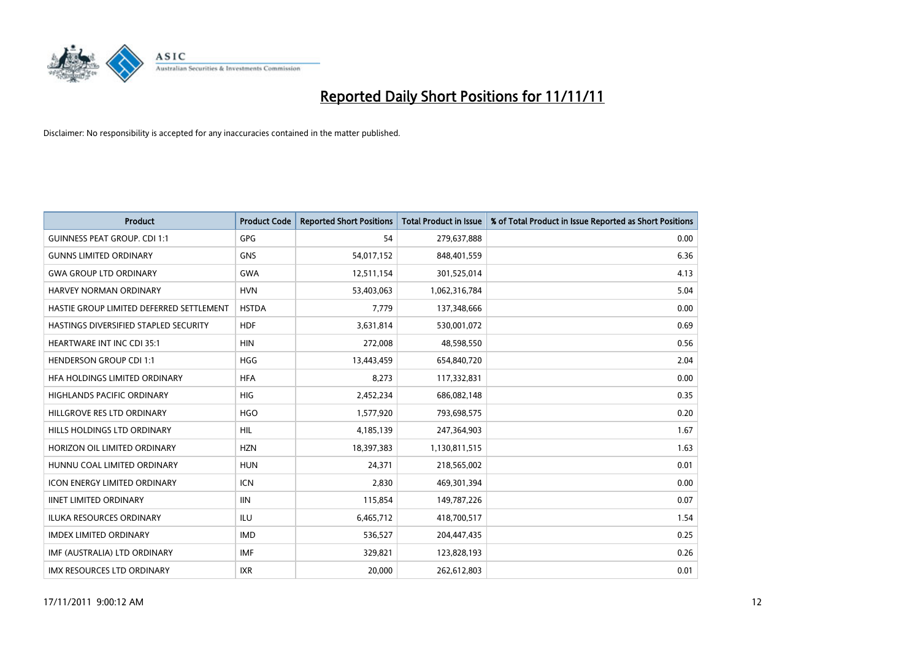# Reported Daily Short Positions for 11/11/11

Disclaimer: No responsibility is accepted for any inaccuracies contained in the matter published.

| Product | Product Code | Reported Short Positions | Total Product in Issue | % of Total Product in Issue Reported as Short Positions |
|---|---|---|---|---|
| GUINNESS PEAT GROUP. CDI 1:1 | GPG | 54 | 279,637,888 | 0.00 |
| GUNNS LIMITED ORDINARY | GNS | 54,017,152 | 848,401,559 | 6.36 |
| GWA GROUP LTD ORDINARY | GWA | 12,511,154 | 301,525,014 | 4.13 |
| HARVEY NORMAN ORDINARY | HVN | 53,403,063 | 1,062,316,784 | 5.04 |
| HASTIE GROUP LIMITED DEFERRED SETTLEMENT | HSTDA | 7,779 | 137,348,666 | 0.00 |
| HASTINGS DIVERSIFIED STAPLED SECURITY | HDF | 3,631,814 | 530,001,072 | 0.69 |
| HEARTWARE INT INC CDI 35:1 | HIN | 272,008 | 48,598,550 | 0.56 |
| HENDERSON GROUP CDI 1:1 | HGG | 13,443,459 | 654,840,720 | 2.04 |
| HFA HOLDINGS LIMITED ORDINARY | HFA | 8,273 | 117,332,831 | 0.00 |
| HIGHLANDS PACIFIC ORDINARY | HIG | 2,452,234 | 686,082,148 | 0.35 |
| HILLGROVE RES LTD ORDINARY | HGO | 1,577,920 | 793,698,575 | 0.20 |
| HILLS HOLDINGS LTD ORDINARY | HIL | 4,185,139 | 247,364,903 | 1.67 |
| HORIZON OIL LIMITED ORDINARY | HZN | 18,397,383 | 1,130,811,515 | 1.63 |
| HUNNU COAL LIMITED ORDINARY | HUN | 24,371 | 218,565,002 | 0.01 |
| ICON ENERGY LIMITED ORDINARY | ICN | 2,830 | 469,301,394 | 0.00 |
| IINET LIMITED ORDINARY | IIN | 115,854 | 149,787,226 | 0.07 |
| ILUKA RESOURCES ORDINARY | ILU | 6,465,712 | 418,700,517 | 1.54 |
| IMDEX LIMITED ORDINARY | IMD | 536,527 | 204,447,435 | 0.25 |
| IMF (AUSTRALIA) LTD ORDINARY | IMF | 329,821 | 123,828,193 | 0.26 |
| IMX RESOURCES LTD ORDINARY | IXR | 20,000 | 262,612,803 | 0.01 |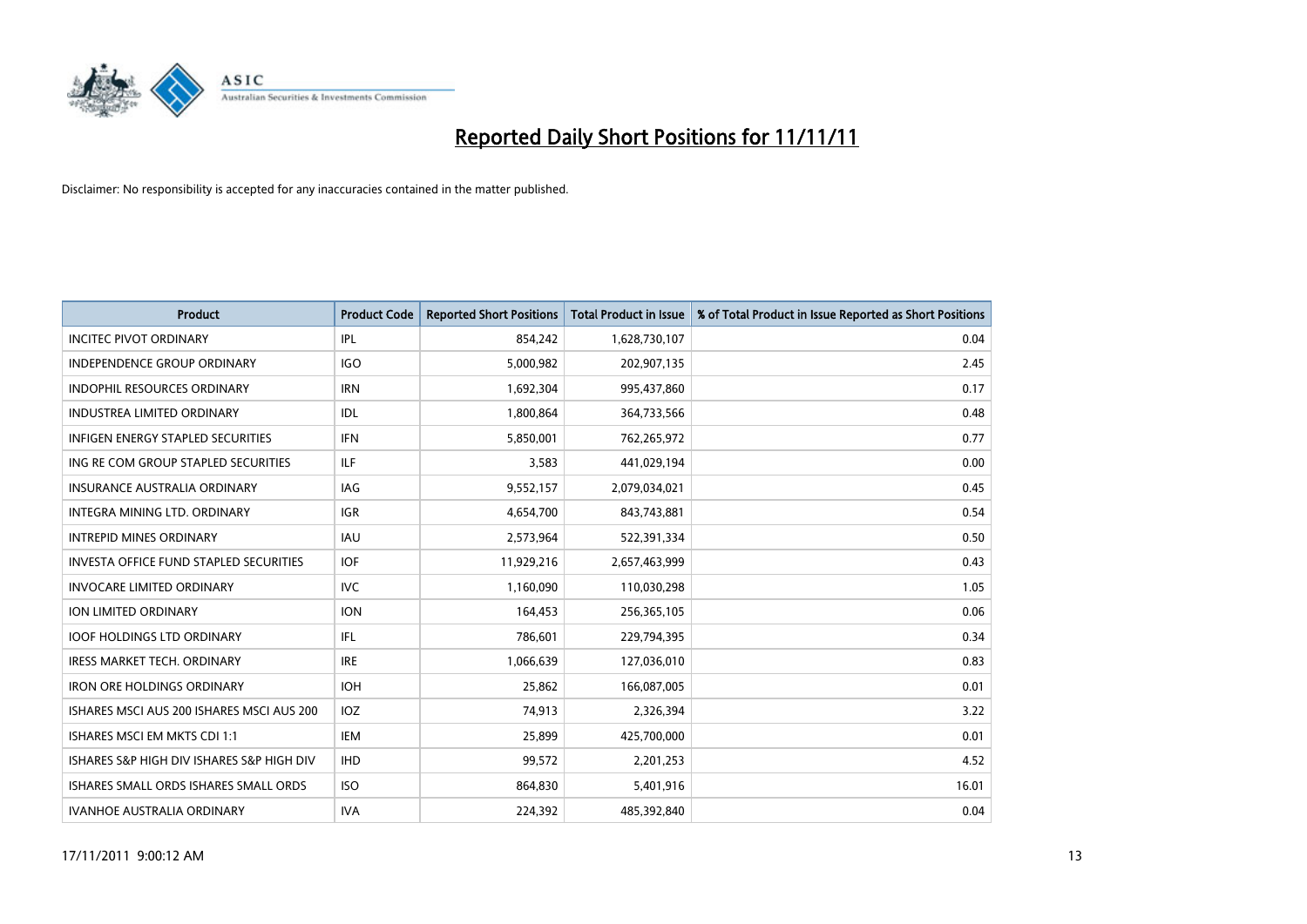# Reported Daily Short Positions for 11/11/11

Disclaimer: No responsibility is accepted for any inaccuracies contained in the matter published.

| Product | Product Code | Reported Short Positions | Total Product in Issue | % of Total Product in Issue Reported as Short Positions |
|---|---|---|---|---|
| INCITEC PIVOT ORDINARY | IPL | 854,242 | 1,628,730,107 | 0.04 |
| INDEPENDENCE GROUP ORDINARY | IGO | 5,000,982 | 202,907,135 | 2.45 |
| INDOPHIL RESOURCES ORDINARY | IRN | 1,692,304 | 995,437,860 | 0.17 |
| INDUSTREA LIMITED ORDINARY | IDL | 1,800,864 | 364,733,566 | 0.48 |
| INFIGEN ENERGY STAPLED SECURITIES | IFN | 5,850,001 | 762,265,972 | 0.77 |
| ING RE COM GROUP STAPLED SECURITIES | ILF | 3,583 | 441,029,194 | 0.00 |
| INSURANCE AUSTRALIA ORDINARY | IAG | 9,552,157 | 2,079,034,021 | 0.45 |
| INTEGRA MINING LTD. ORDINARY | IGR | 4,654,700 | 843,743,881 | 0.54 |
| INTREPID MINES ORDINARY | IAU | 2,573,964 | 522,391,334 | 0.50 |
| INVESTA OFFICE FUND STAPLED SECURITIES | IOF | 11,929,216 | 2,657,463,999 | 0.43 |
| INVOCARE LIMITED ORDINARY | IVC | 1,160,090 | 110,030,298 | 1.05 |
| ION LIMITED ORDINARY | ION | 164,453 | 256,365,105 | 0.06 |
| IOOF HOLDINGS LTD ORDINARY | IFL | 786,601 | 229,794,395 | 0.34 |
| IRESS MARKET TECH. ORDINARY | IRE | 1,066,639 | 127,036,010 | 0.83 |
| IRON ORE HOLDINGS ORDINARY | IOH | 25,862 | 166,087,005 | 0.01 |
| ISHARES MSCI AUS 200 ISHARES MSCI AUS 200 | IOZ | 74,913 | 2,326,394 | 3.22 |
| ISHARES MSCI EM MKTS CDI 1:1 | IEM | 25,899 | 425,700,000 | 0.01 |
| ISHARES S&P HIGH DIV ISHARES S&P HIGH DIV | IHD | 99,572 | 2,201,253 | 4.52 |
| ISHARES SMALL ORDS ISHARES SMALL ORDS | ISO | 864,830 | 5,401,916 | 16.01 |
| IVANHOE AUSTRALIA ORDINARY | IVA | 224,392 | 485,392,840 | 0.04 |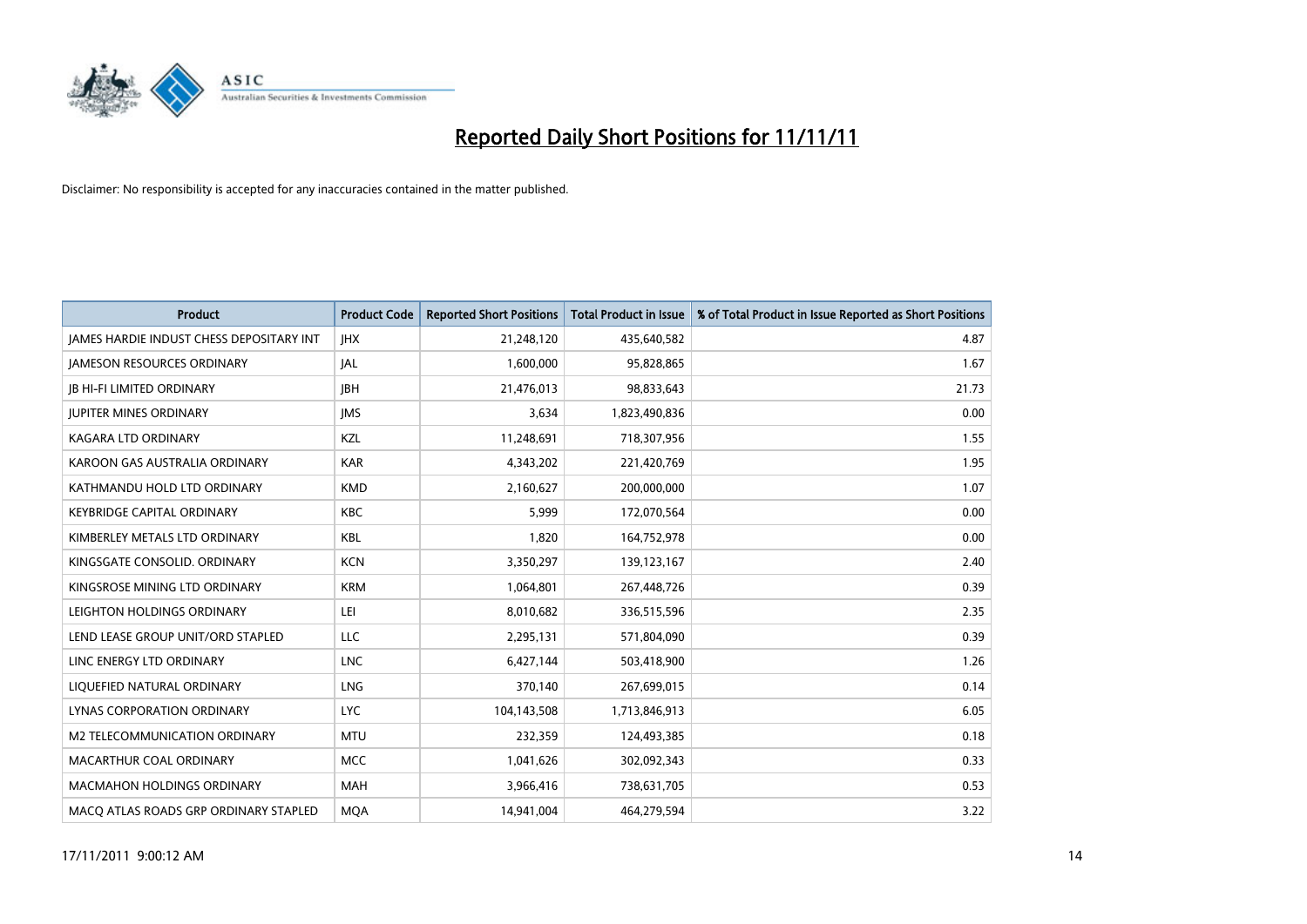# Reported Daily Short Positions for 11/11/11

Disclaimer: No responsibility is accepted for any inaccuracies contained in the matter published.

| Product | Product Code | Reported Short Positions | Total Product in Issue | % of Total Product in Issue Reported as Short Positions |
|---|---|---|---|---|
| JAMES HARDIE INDUST CHESS DEPOSITARY INT | JHX | 21,248,120 | 435,640,582 | 4.87 |
| JAMESON RESOURCES ORDINARY | JAL | 1,600,000 | 95,828,865 | 1.67 |
| JB HI-FI LIMITED ORDINARY | JBH | 21,476,013 | 98,833,643 | 21.73 |
| JUPITER MINES ORDINARY | JMS | 3,634 | 1,823,490,836 | 0.00 |
| KAGARA LTD ORDINARY | KZL | 11,248,691 | 718,307,956 | 1.55 |
| KAROON GAS AUSTRALIA ORDINARY | KAR | 4,343,202 | 221,420,769 | 1.95 |
| KATHMANDU HOLD LTD ORDINARY | KMD | 2,160,627 | 200,000,000 | 1.07 |
| KEYBRIDGE CAPITAL ORDINARY | KBC | 5,999 | 172,070,564 | 0.00 |
| KIMBERLEY METALS LTD ORDINARY | KBL | 1,820 | 164,752,978 | 0.00 |
| KINGSGATE CONSOLID. ORDINARY | KCN | 3,350,297 | 139,123,167 | 2.40 |
| KINGSROSE MINING LTD ORDINARY | KRM | 1,064,801 | 267,448,726 | 0.39 |
| LEIGHTON HOLDINGS ORDINARY | LEI | 8,010,682 | 336,515,596 | 2.35 |
| LEND LEASE GROUP UNIT/ORD STAPLED | LLC | 2,295,131 | 571,804,090 | 0.39 |
| LINC ENERGY LTD ORDINARY | LNC | 6,427,144 | 503,418,900 | 1.26 |
| LIQUEFIED NATURAL ORDINARY | LNG | 370,140 | 267,699,015 | 0.14 |
| LYNAS CORPORATION ORDINARY | LYC | 104,143,508 | 1,713,846,913 | 6.05 |
| M2 TELECOMMUNICATION ORDINARY | MTU | 232,359 | 124,493,385 | 0.18 |
| MACARTHUR COAL ORDINARY | MCC | 1,041,626 | 302,092,343 | 0.33 |
| MACMAHON HOLDINGS ORDINARY | MAH | 3,966,416 | 738,631,705 | 0.53 |
| MACQ ATLAS ROADS GRP ORDINARY STAPLED | MQA | 14,941,004 | 464,279,594 | 3.22 |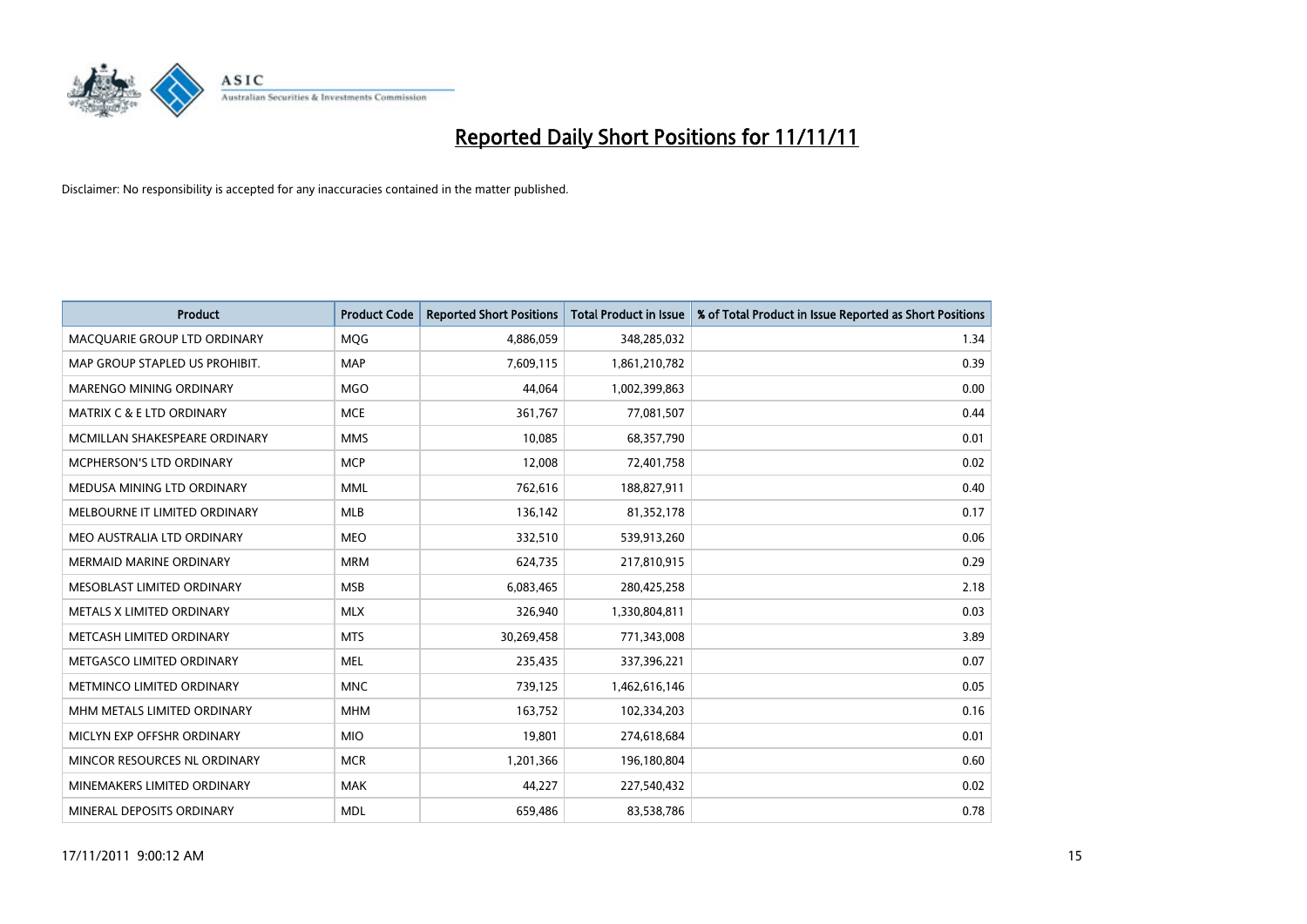# Reported Daily Short Positions for 11/11/11

Disclaimer: No responsibility is accepted for any inaccuracies contained in the matter published.

| Product | Product Code | Reported Short Positions | Total Product in Issue | % of Total Product in Issue Reported as Short Positions |
|---|---|---|---|---|
| MACQUARIE GROUP LTD ORDINARY | MQG | 4,886,059 | 348,285,032 | 1.34 |
| MAP GROUP STAPLED US PROHIBIT. | MAP | 7,609,115 | 1,861,210,782 | 0.39 |
| MARENGO MINING ORDINARY | MGO | 44,064 | 1,002,399,863 | 0.00 |
| MATRIX C & E LTD ORDINARY | MCE | 361,767 | 77,081,507 | 0.44 |
| MCMILLAN SHAKESPEARE ORDINARY | MMS | 10,085 | 68,357,790 | 0.01 |
| MCPHERSON'S LTD ORDINARY | MCP | 12,008 | 72,401,758 | 0.02 |
| MEDUSA MINING LTD ORDINARY | MML | 762,616 | 188,827,911 | 0.40 |
| MELBOURNE IT LIMITED ORDINARY | MLB | 136,142 | 81,352,178 | 0.17 |
| MEO AUSTRALIA LTD ORDINARY | MEO | 332,510 | 539,913,260 | 0.06 |
| MERMAID MARINE ORDINARY | MRM | 624,735 | 217,810,915 | 0.29 |
| MESOBLAST LIMITED ORDINARY | MSB | 6,083,465 | 280,425,258 | 2.18 |
| METALS X LIMITED ORDINARY | MLX | 326,940 | 1,330,804,811 | 0.03 |
| METCASH LIMITED ORDINARY | MTS | 30,269,458 | 771,343,008 | 3.89 |
| METGASCO LIMITED ORDINARY | MEL | 235,435 | 337,396,221 | 0.07 |
| METMINCO LIMITED ORDINARY | MNC | 739,125 | 1,462,616,146 | 0.05 |
| MHM METALS LIMITED ORDINARY | MHM | 163,752 | 102,334,203 | 0.16 |
| MICLYN EXP OFFSHR ORDINARY | MIO | 19,801 | 274,618,684 | 0.01 |
| MINCOR RESOURCES NL ORDINARY | MCR | 1,201,366 | 196,180,804 | 0.60 |
| MINEMAKERS LIMITED ORDINARY | MAK | 44,227 | 227,540,432 | 0.02 |
| MINERAL DEPOSITS ORDINARY | MDL | 659,486 | 83,538,786 | 0.78 |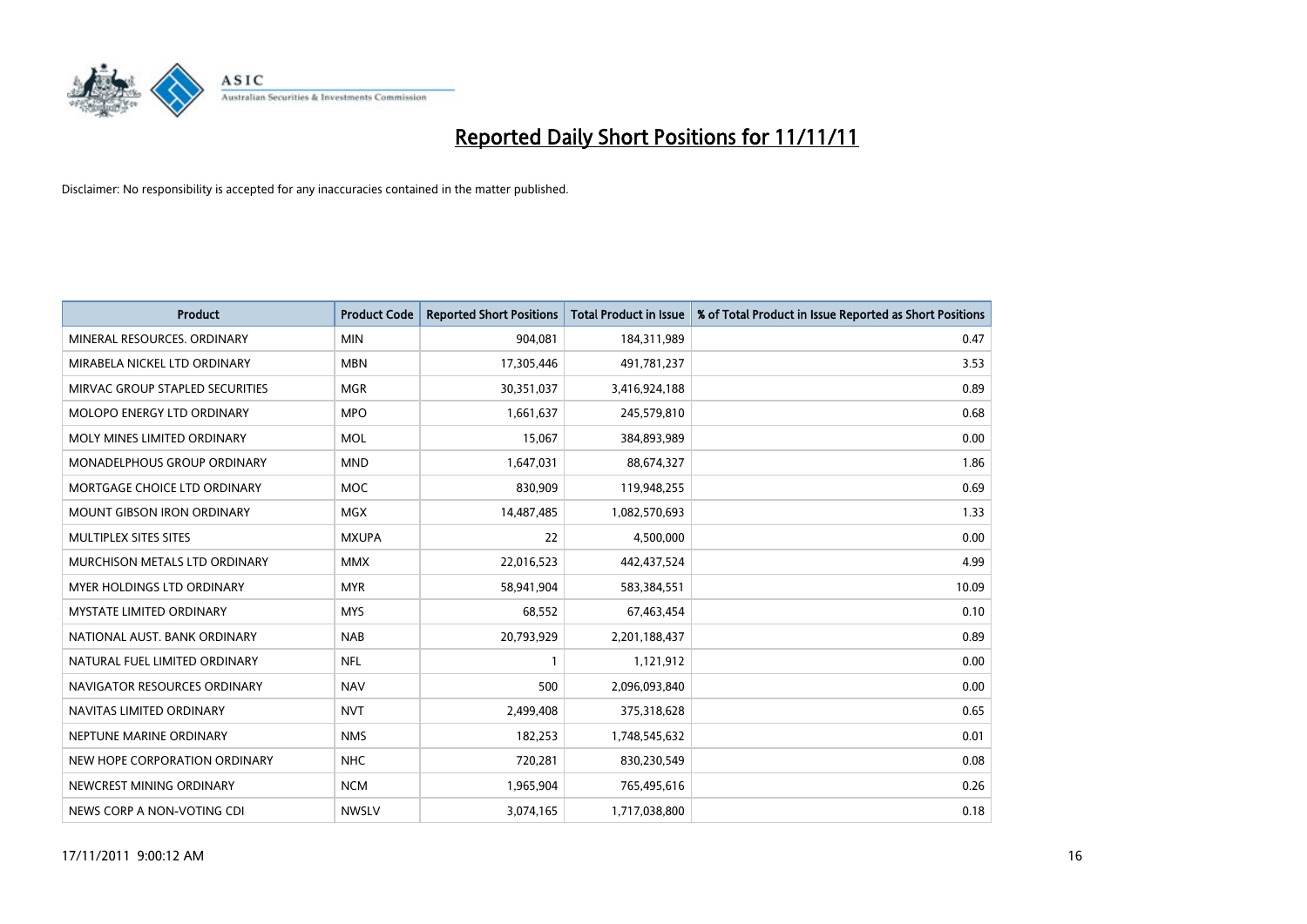# Reported Daily Short Positions for 11/11/11

Disclaimer: No responsibility is accepted for any inaccuracies contained in the matter published.

| Product | Product Code | Reported Short Positions | Total Product in Issue | % of Total Product in Issue Reported as Short Positions |
|---|---|---|---|---|
| MINERAL RESOURCES. ORDINARY | MIN | 904,081 | 184,311,989 | 0.47 |
| MIRABELA NICKEL LTD ORDINARY | MBN | 17,305,446 | 491,781,237 | 3.53 |
| MIRVAC GROUP STAPLED SECURITIES | MGR | 30,351,037 | 3,416,924,188 | 0.89 |
| MOLOPO ENERGY LTD ORDINARY | MPO | 1,661,637 | 245,579,810 | 0.68 |
| MOLY MINES LIMITED ORDINARY | MOL | 15,067 | 384,893,989 | 0.00 |
| MONADELPHOUS GROUP ORDINARY | MND | 1,647,031 | 88,674,327 | 1.86 |
| MORTGAGE CHOICE LTD ORDINARY | MOC | 830,909 | 119,948,255 | 0.69 |
| MOUNT GIBSON IRON ORDINARY | MGX | 14,487,485 | 1,082,570,693 | 1.33 |
| MULTIPLEX SITES SITES | MXUPA | 22 | 4,500,000 | 0.00 |
| MURCHISON METALS LTD ORDINARY | MMX | 22,016,523 | 442,437,524 | 4.99 |
| MYER HOLDINGS LTD ORDINARY | MYR | 58,941,904 | 583,384,551 | 10.09 |
| MYSTATE LIMITED ORDINARY | MYS | 68,552 | 67,463,454 | 0.10 |
| NATIONAL AUST. BANK ORDINARY | NAB | 20,793,929 | 2,201,188,437 | 0.89 |
| NATURAL FUEL LIMITED ORDINARY | NFL | 1 | 1,121,912 | 0.00 |
| NAVIGATOR RESOURCES ORDINARY | NAV | 500 | 2,096,093,840 | 0.00 |
| NAVITAS LIMITED ORDINARY | NVT | 2,499,408 | 375,318,628 | 0.65 |
| NEPTUNE MARINE ORDINARY | NMS | 182,253 | 1,748,545,632 | 0.01 |
| NEW HOPE CORPORATION ORDINARY | NHC | 720,281 | 830,230,549 | 0.08 |
| NEWCREST MINING ORDINARY | NCM | 1,965,904 | 765,495,616 | 0.26 |
| NEWS CORP A NON-VOTING CDI | NWSLV | 3,074,165 | 1,717,038,800 | 0.18 |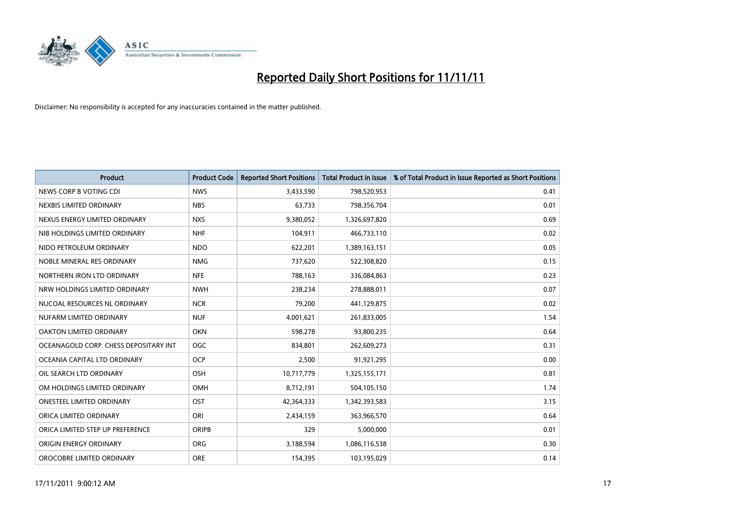# Reported Daily Short Positions for 11/11/11

Disclaimer: No responsibility is accepted for any inaccuracies contained in the matter published.

| Product | Product Code | Reported Short Positions | Total Product in Issue | % of Total Product in Issue Reported as Short Positions |
|---|---|---|---|---|
| NEWS CORP B VOTING CDI | NWS | 3,433,590 | 798,520,953 | 0.41 |
| NEXBIS LIMITED ORDINARY | NBS | 63,733 | 798,356,704 | 0.01 |
| NEXUS ENERGY LIMITED ORDINARY | NXS | 9,380,052 | 1,326,697,820 | 0.69 |
| NIB HOLDINGS LIMITED ORDINARY | NHF | 104,911 | 466,733,110 | 0.02 |
| NIDO PETROLEUM ORDINARY | NDO | 622,201 | 1,389,163,151 | 0.05 |
| NOBLE MINERAL RES ORDINARY | NMG | 737,620 | 522,308,820 | 0.15 |
| NORTHERN IRON LTD ORDINARY | NFE | 788,163 | 336,084,863 | 0.23 |
| NRW HOLDINGS LIMITED ORDINARY | NWH | 238,234 | 278,888,011 | 0.07 |
| NUCOAL RESOURCES NL ORDINARY | NCR | 79,200 | 441,129,875 | 0.02 |
| NUFARM LIMITED ORDINARY | NUF | 4,001,621 | 261,833,005 | 1.54 |
| OAKTON LIMITED ORDINARY | OKN | 598,278 | 93,800,235 | 0.64 |
| OCEANAGOLD CORP. CHESS DEPOSITARY INT | OGC | 834,801 | 262,609,273 | 0.31 |
| OCEANIA CAPITAL LTD ORDINARY | OCP | 2,500 | 91,921,295 | 0.00 |
| OIL SEARCH LTD ORDINARY | OSH | 10,717,779 | 1,325,155,171 | 0.81 |
| OM HOLDINGS LIMITED ORDINARY | OMH | 8,712,191 | 504,105,150 | 1.74 |
| ONESTEEL LIMITED ORDINARY | OST | 42,364,333 | 1,342,393,583 | 3.15 |
| ORICA LIMITED ORDINARY | ORI | 2,434,159 | 363,966,570 | 0.64 |
| ORICA LIMITED STEP UP PREFERENCE | ORIPB | 329 | 5,000,000 | 0.01 |
| ORIGIN ENERGY ORDINARY | ORG | 3,188,594 | 1,086,116,538 | 0.30 |
| OROCOBRE LIMITED ORDINARY | ORE | 154,395 | 103,195,029 | 0.14 |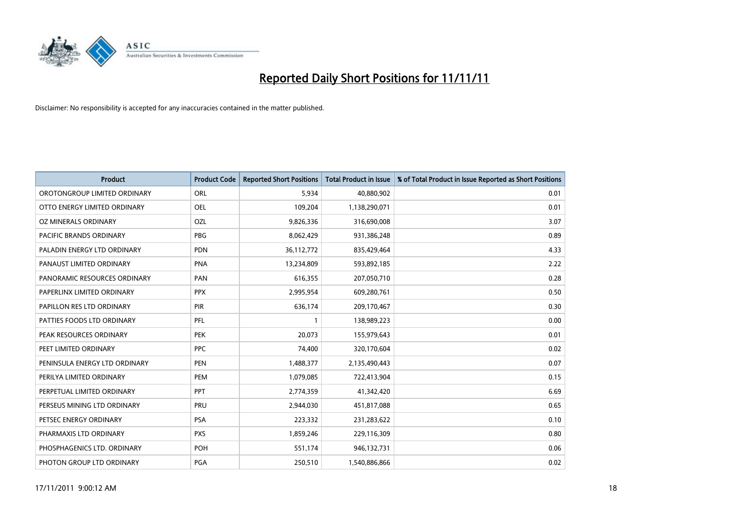# Reported Daily Short Positions for 11/11/11

Disclaimer: No responsibility is accepted for any inaccuracies contained in the matter published.

| Product | Product Code | Reported Short Positions | Total Product in Issue | % of Total Product in Issue Reported as Short Positions |
|---|---|---|---|---|
| OROTONGROUP LIMITED ORDINARY | ORL | 5,934 | 40,880,902 | 0.01 |
| OTTO ENERGY LIMITED ORDINARY | OEL | 109,204 | 1,138,290,071 | 0.01 |
| OZ MINERALS ORDINARY | OZL | 9,826,336 | 316,690,008 | 3.07 |
| PACIFIC BRANDS ORDINARY | PBG | 8,062,429 | 931,386,248 | 0.89 |
| PALADIN ENERGY LTD ORDINARY | PDN | 36,112,772 | 835,429,464 | 4.33 |
| PANAUST LIMITED ORDINARY | PNA | 13,234,809 | 593,892,185 | 2.22 |
| PANORAMIC RESOURCES ORDINARY | PAN | 616,355 | 207,050,710 | 0.28 |
| PAPERLINX LIMITED ORDINARY | PPX | 2,995,954 | 609,280,761 | 0.50 |
| PAPILLON RES LTD ORDINARY | PIR | 636,174 | 209,170,467 | 0.30 |
| PATTIES FOODS LTD ORDINARY | PFL | 1 | 138,989,223 | 0.00 |
| PEAK RESOURCES ORDINARY | PEK | 20,073 | 155,979,643 | 0.01 |
| PEET LIMITED ORDINARY | PPC | 74,400 | 320,170,604 | 0.02 |
| PENINSULA ENERGY LTD ORDINARY | PEN | 1,488,377 | 2,135,490,443 | 0.07 |
| PERILYA LIMITED ORDINARY | PEM | 1,079,085 | 722,413,904 | 0.15 |
| PERPETUAL LIMITED ORDINARY | PPT | 2,774,359 | 41,342,420 | 6.69 |
| PERSEUS MINING LTD ORDINARY | PRU | 2,944,030 | 451,817,088 | 0.65 |
| PETSEC ENERGY ORDINARY | PSA | 223,332 | 231,283,622 | 0.10 |
| PHARMAXIS LTD ORDINARY | PXS | 1,859,246 | 229,116,309 | 0.80 |
| PHOSPHAGENICS LTD. ORDINARY | POH | 551,174 | 946,132,731 | 0.06 |
| PHOTON GROUP LTD ORDINARY | PGA | 250,510 | 1,540,886,866 | 0.02 |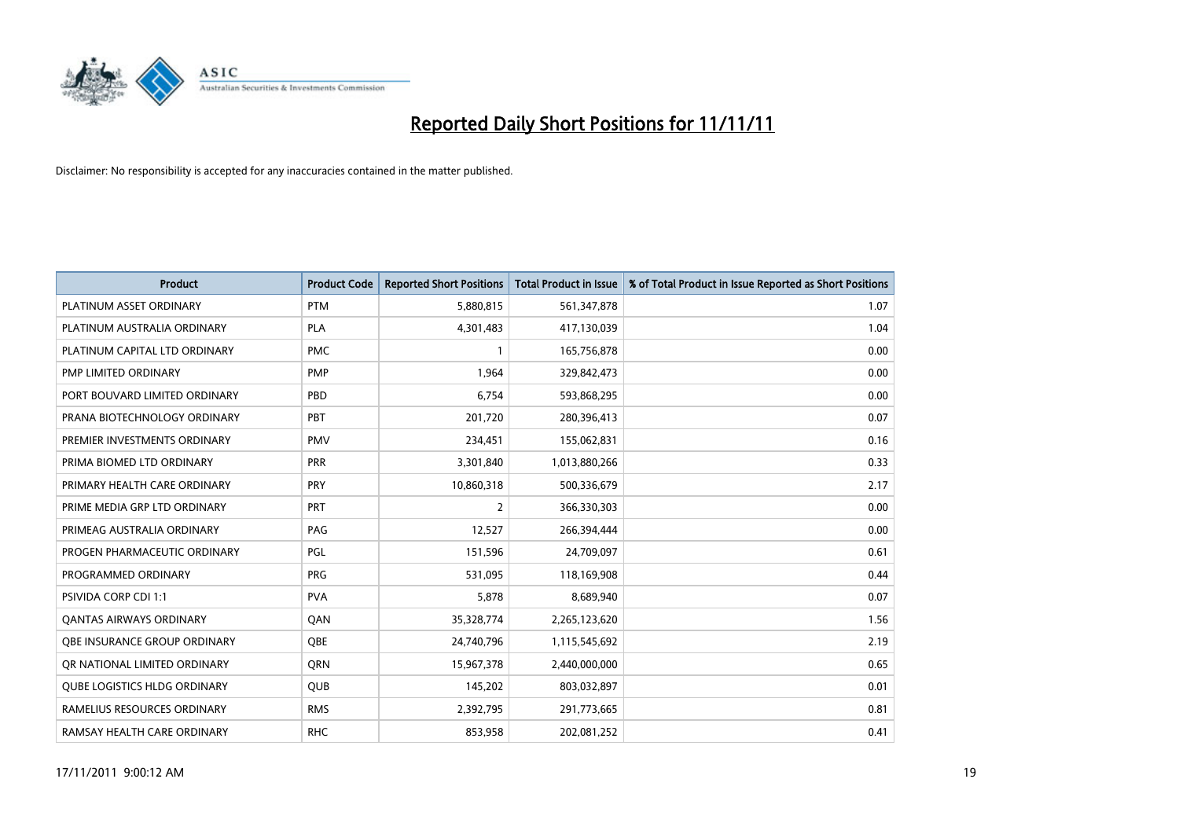# Reported Daily Short Positions for 11/11/11

Disclaimer: No responsibility is accepted for any inaccuracies contained in the matter published.

| Product | Product Code | Reported Short Positions | Total Product in Issue | % of Total Product in Issue Reported as Short Positions |
|---|---|---|---|---|
| PLATINUM ASSET ORDINARY | PTM | 5,880,815 | 561,347,878 | 1.07 |
| PLATINUM AUSTRALIA ORDINARY | PLA | 4,301,483 | 417,130,039 | 1.04 |
| PLATINUM CAPITAL LTD ORDINARY | PMC | 1 | 165,756,878 | 0.00 |
| PMP LIMITED ORDINARY | PMP | 1,964 | 329,842,473 | 0.00 |
| PORT BOUVARD LIMITED ORDINARY | PBD | 6,754 | 593,868,295 | 0.00 |
| PRANA BIOTECHNOLOGY ORDINARY | PBT | 201,720 | 280,396,413 | 0.07 |
| PREMIER INVESTMENTS ORDINARY | PMV | 234,451 | 155,062,831 | 0.16 |
| PRIMA BIOMED LTD ORDINARY | PRR | 3,301,840 | 1,013,880,266 | 0.33 |
| PRIMARY HEALTH CARE ORDINARY | PRY | 10,860,318 | 500,336,679 | 2.17 |
| PRIME MEDIA GRP LTD ORDINARY | PRT | 2 | 366,330,303 | 0.00 |
| PRIMEAG AUSTRALIA ORDINARY | PAG | 12,527 | 266,394,444 | 0.00 |
| PROGEN PHARMACEUTIC ORDINARY | PGL | 151,596 | 24,709,097 | 0.61 |
| PROGRAMMED ORDINARY | PRG | 531,095 | 118,169,908 | 0.44 |
| PSIVIDA CORP CDI 1:1 | PVA | 5,878 | 8,689,940 | 0.07 |
| QANTAS AIRWAYS ORDINARY | QAN | 35,328,774 | 2,265,123,620 | 1.56 |
| QBE INSURANCE GROUP ORDINARY | QBE | 24,740,796 | 1,115,545,692 | 2.19 |
| QR NATIONAL LIMITED ORDINARY | QRN | 15,967,378 | 2,440,000,000 | 0.65 |
| QUBE LOGISTICS HLDG ORDINARY | QUB | 145,202 | 803,032,897 | 0.01 |
| RAMELIUS RESOURCES ORDINARY | RMS | 2,392,795 | 291,773,665 | 0.81 |
| RAMSAY HEALTH CARE ORDINARY | RHC | 853,958 | 202,081,252 | 0.41 |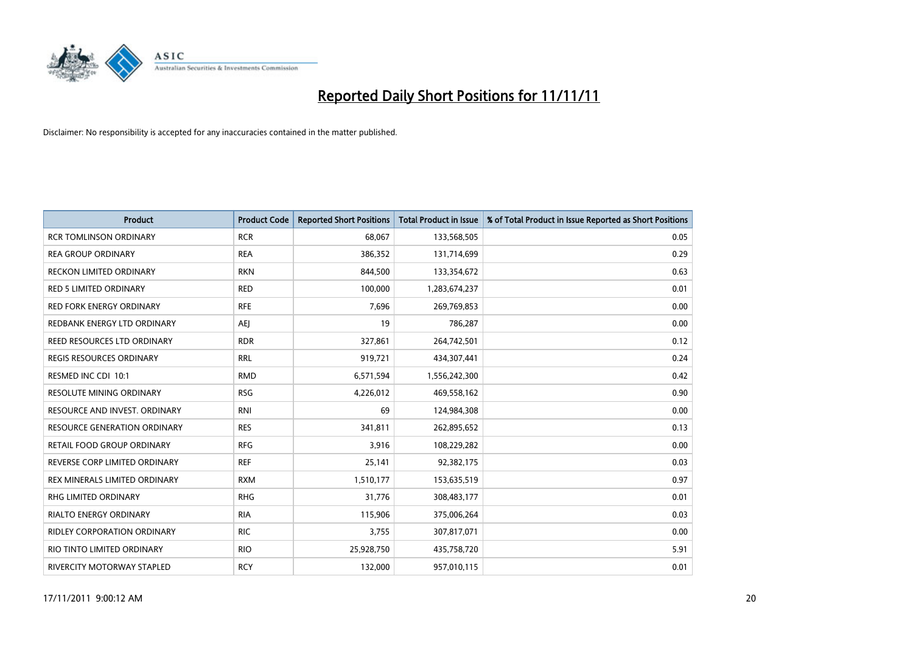# Reported Daily Short Positions for 11/11/11

Disclaimer: No responsibility is accepted for any inaccuracies contained in the matter published.

| Product | Product Code | Reported Short Positions | Total Product in Issue | % of Total Product in Issue Reported as Short Positions |
|---|---|---|---|---|
| RCR TOMLINSON ORDINARY | RCR | 68,067 | 133,568,505 | 0.05 |
| REA GROUP ORDINARY | REA | 386,352 | 131,714,699 | 0.29 |
| RECKON LIMITED ORDINARY | RKN | 844,500 | 133,354,672 | 0.63 |
| RED 5 LIMITED ORDINARY | RED | 100,000 | 1,283,674,237 | 0.01 |
| RED FORK ENERGY ORDINARY | RFE | 7,696 | 269,769,853 | 0.00 |
| REDBANK ENERGY LTD ORDINARY | AEJ | 19 | 786,287 | 0.00 |
| REED RESOURCES LTD ORDINARY | RDR | 327,861 | 264,742,501 | 0.12 |
| REGIS RESOURCES ORDINARY | RRL | 919,721 | 434,307,441 | 0.24 |
| RESMED INC CDI 10:1 | RMD | 6,571,594 | 1,556,242,300 | 0.42 |
| RESOLUTE MINING ORDINARY | RSG | 4,226,012 | 469,558,162 | 0.90 |
| RESOURCE AND INVEST. ORDINARY | RNI | 69 | 124,984,308 | 0.00 |
| RESOURCE GENERATION ORDINARY | RES | 341,811 | 262,895,652 | 0.13 |
| RETAIL FOOD GROUP ORDINARY | RFG | 3,916 | 108,229,282 | 0.00 |
| REVERSE CORP LIMITED ORDINARY | REF | 25,141 | 92,382,175 | 0.03 |
| REX MINERALS LIMITED ORDINARY | RXM | 1,510,177 | 153,635,519 | 0.97 |
| RHG LIMITED ORDINARY | RHG | 31,776 | 308,483,177 | 0.01 |
| RIALTO ENERGY ORDINARY | RIA | 115,906 | 375,006,264 | 0.03 |
| RIDLEY CORPORATION ORDINARY | RIC | 3,755 | 307,817,071 | 0.00 |
| RIO TINTO LIMITED ORDINARY | RIO | 25,928,750 | 435,758,720 | 5.91 |
| RIVERCITY MOTORWAY STAPLED | RCY | 132,000 | 957,010,115 | 0.01 |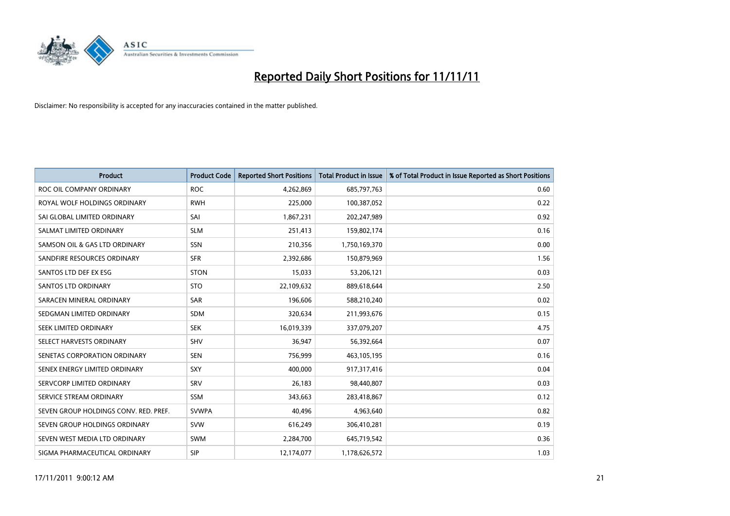# Reported Daily Short Positions for 11/11/11

Disclaimer: No responsibility is accepted for any inaccuracies contained in the matter published.

| Product | Product Code | Reported Short Positions | Total Product in Issue | % of Total Product in Issue Reported as Short Positions |
|---|---|---|---|---|
| ROC OIL COMPANY ORDINARY | ROC | 4,262,869 | 685,797,763 | 0.60 |
| ROYAL WOLF HOLDINGS ORDINARY | RWH | 225,000 | 100,387,052 | 0.22 |
| SAI GLOBAL LIMITED ORDINARY | SAI | 1,867,231 | 202,247,989 | 0.92 |
| SALMAT LIMITED ORDINARY | SLM | 251,413 | 159,802,174 | 0.16 |
| SAMSON OIL & GAS LTD ORDINARY | SSN | 210,356 | 1,750,169,370 | 0.00 |
| SANDFIRE RESOURCES ORDINARY | SFR | 2,392,686 | 150,879,969 | 1.56 |
| SANTOS LTD DEF EX ESG | STON | 15,033 | 53,206,121 | 0.03 |
| SANTOS LTD ORDINARY | STO | 22,109,632 | 889,618,644 | 2.50 |
| SARACEN MINERAL ORDINARY | SAR | 196,606 | 588,210,240 | 0.02 |
| SEDGMAN LIMITED ORDINARY | SDM | 320,634 | 211,993,676 | 0.15 |
| SEEK LIMITED ORDINARY | SEK | 16,019,339 | 337,079,207 | 4.75 |
| SELECT HARVESTS ORDINARY | SHV | 36,947 | 56,392,664 | 0.07 |
| SENETAS CORPORATION ORDINARY | SEN | 756,999 | 463,105,195 | 0.16 |
| SENEX ENERGY LIMITED ORDINARY | SXY | 400,000 | 917,317,416 | 0.04 |
| SERVCORP LIMITED ORDINARY | SRV | 26,183 | 98,440,807 | 0.03 |
| SERVICE STREAM ORDINARY | SSM | 343,663 | 283,418,867 | 0.12 |
| SEVEN GROUP HOLDINGS CONV. RED. PREF. | SVWPA | 40,496 | 4,963,640 | 0.82 |
| SEVEN GROUP HOLDINGS ORDINARY | SVW | 616,249 | 306,410,281 | 0.19 |
| SEVEN WEST MEDIA LTD ORDINARY | SWM | 2,284,700 | 645,719,542 | 0.36 |
| SIGMA PHARMACEUTICAL ORDINARY | SIP | 12,174,077 | 1,178,626,572 | 1.03 |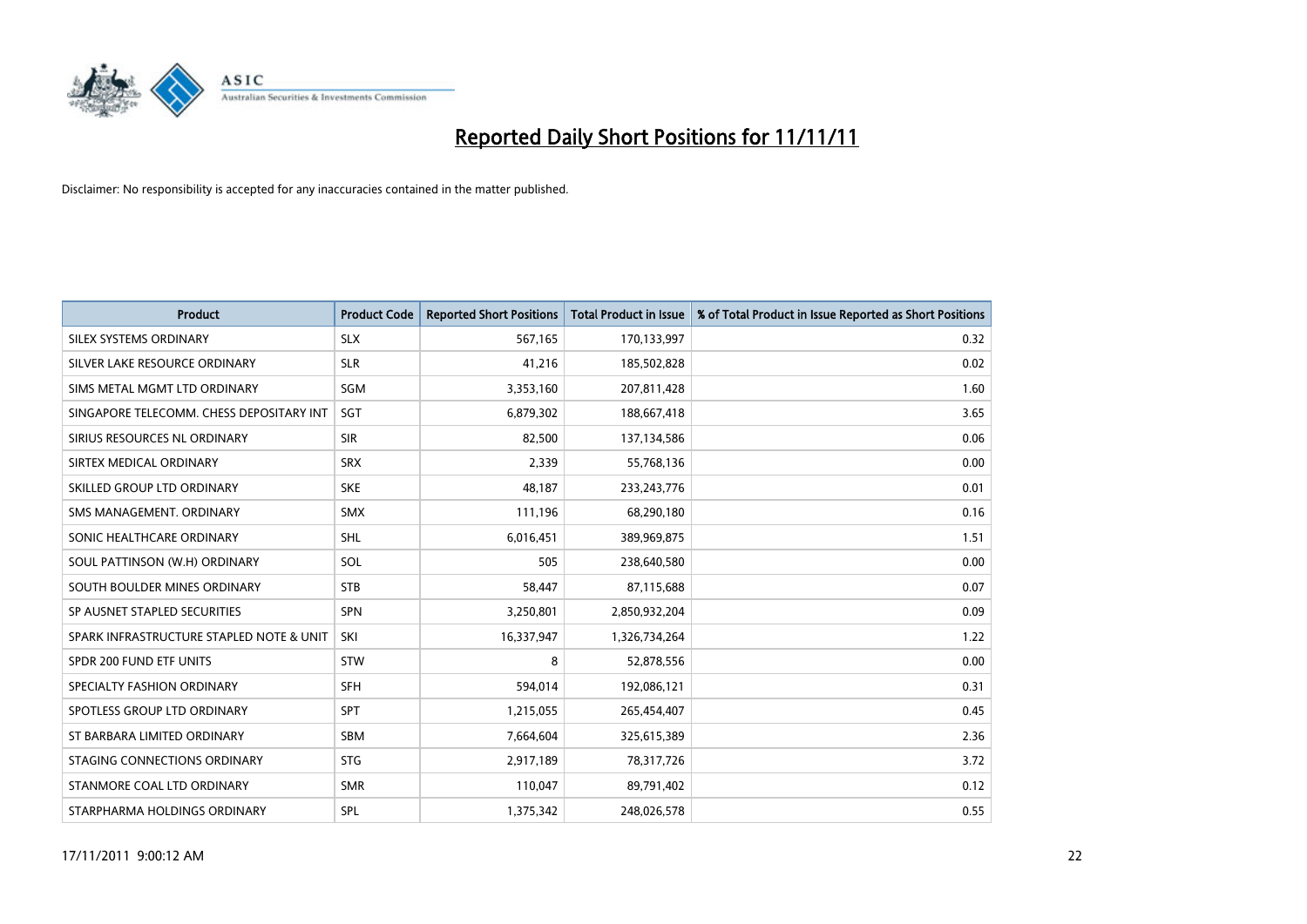# Reported Daily Short Positions for 11/11/11

Disclaimer: No responsibility is accepted for any inaccuracies contained in the matter published.

| Product | Product Code | Reported Short Positions | Total Product in Issue | % of Total Product in Issue Reported as Short Positions |
|---|---|---|---|---|
| SILEX SYSTEMS ORDINARY | SLX | 567,165 | 170,133,997 | 0.32 |
| SILVER LAKE RESOURCE ORDINARY | SLR | 41,216 | 185,502,828 | 0.02 |
| SIMS METAL MGMT LTD ORDINARY | SGM | 3,353,160 | 207,811,428 | 1.60 |
| SINGAPORE TELECOMM. CHESS DEPOSITARY INT | SGT | 6,879,302 | 188,667,418 | 3.65 |
| SIRIUS RESOURCES NL ORDINARY | SIR | 82,500 | 137,134,586 | 0.06 |
| SIRTEX MEDICAL ORDINARY | SRX | 2,339 | 55,768,136 | 0.00 |
| SKILLED GROUP LTD ORDINARY | SKE | 48,187 | 233,243,776 | 0.01 |
| SMS MANAGEMENT. ORDINARY | SMX | 111,196 | 68,290,180 | 0.16 |
| SONIC HEALTHCARE ORDINARY | SHL | 6,016,451 | 389,969,875 | 1.51 |
| SOUL PATTINSON (W.H) ORDINARY | SOL | 505 | 238,640,580 | 0.00 |
| SOUTH BOULDER MINES ORDINARY | STB | 58,447 | 87,115,688 | 0.07 |
| SP AUSNET STAPLED SECURITIES | SPN | 3,250,801 | 2,850,932,204 | 0.09 |
| SPARK INFRASTRUCTURE STAPLED NOTE & UNIT | SKI | 16,337,947 | 1,326,734,264 | 1.22 |
| SPDR 200 FUND ETF UNITS | STW | 8 | 52,878,556 | 0.00 |
| SPECIALTY FASHION ORDINARY | SFH | 594,014 | 192,086,121 | 0.31 |
| SPOTLESS GROUP LTD ORDINARY | SPT | 1,215,055 | 265,454,407 | 0.45 |
| ST BARBARA LIMITED ORDINARY | SBM | 7,664,604 | 325,615,389 | 2.36 |
| STAGING CONNECTIONS ORDINARY | STG | 2,917,189 | 78,317,726 | 3.72 |
| STANMORE COAL LTD ORDINARY | SMR | 110,047 | 89,791,402 | 0.12 |
| STARPHARMA HOLDINGS ORDINARY | SPL | 1,375,342 | 248,026,578 | 0.55 |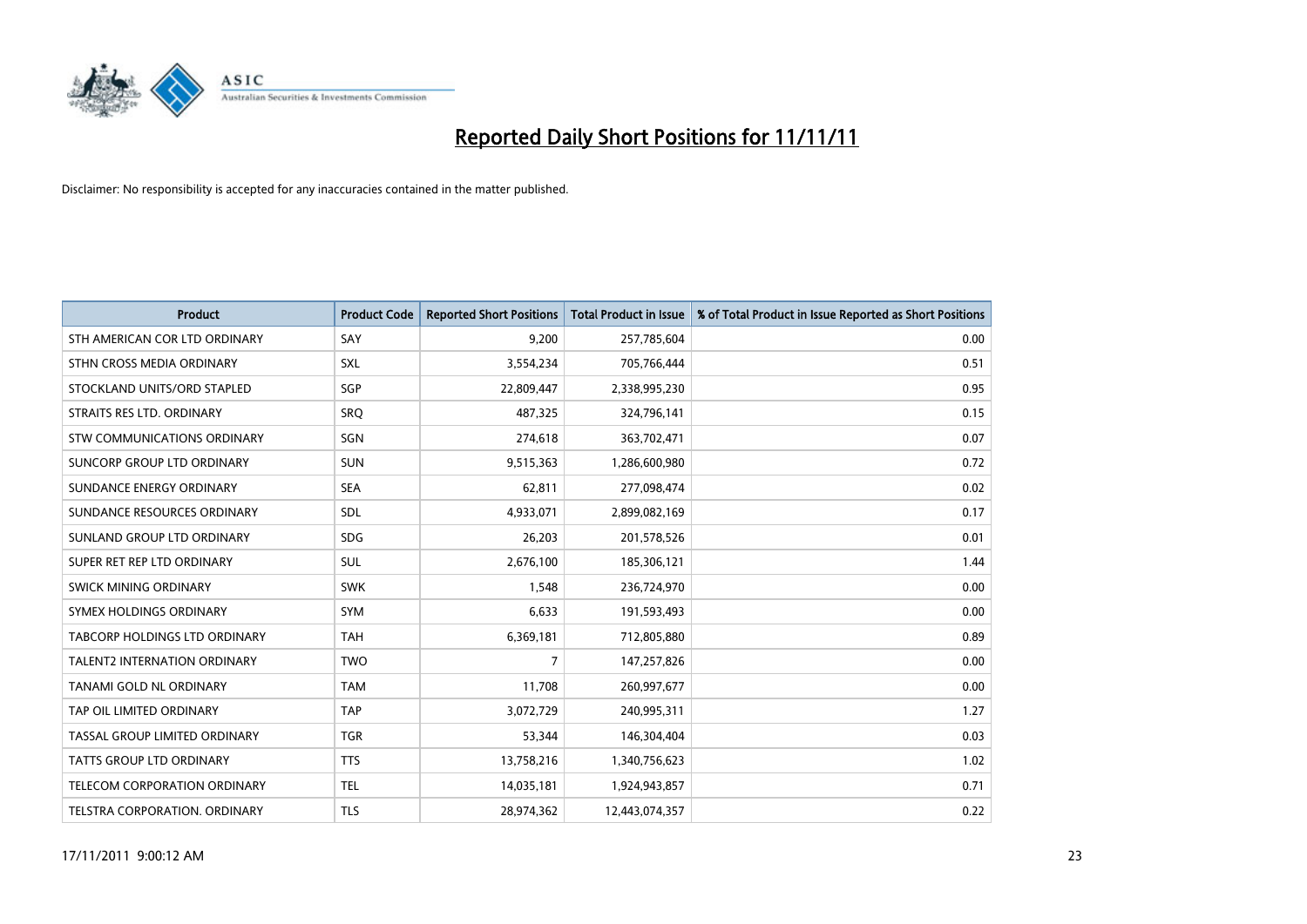# Reported Daily Short Positions for 11/11/11

Disclaimer: No responsibility is accepted for any inaccuracies contained in the matter published.

| Product | Product Code | Reported Short Positions | Total Product in Issue | % of Total Product in Issue Reported as Short Positions |
|---|---|---|---|---|
| STH AMERICAN COR LTD ORDINARY | SAY | 9,200 | 257,785,604 | 0.00 |
| STHN CROSS MEDIA ORDINARY | SXL | 3,554,234 | 705,766,444 | 0.51 |
| STOCKLAND UNITS/ORD STAPLED | SGP | 22,809,447 | 2,338,995,230 | 0.95 |
| STRAITS RES LTD. ORDINARY | SRQ | 487,325 | 324,796,141 | 0.15 |
| STW COMMUNICATIONS ORDINARY | SGN | 274,618 | 363,702,471 | 0.07 |
| SUNCORP GROUP LTD ORDINARY | SUN | 9,515,363 | 1,286,600,980 | 0.72 |
| SUNDANCE ENERGY ORDINARY | SEA | 62,811 | 277,098,474 | 0.02 |
| SUNDANCE RESOURCES ORDINARY | SDL | 4,933,071 | 2,899,082,169 | 0.17 |
| SUNLAND GROUP LTD ORDINARY | SDG | 26,203 | 201,578,526 | 0.01 |
| SUPER RET REP LTD ORDINARY | SUL | 2,676,100 | 185,306,121 | 1.44 |
| SWICK MINING ORDINARY | SWK | 1,548 | 236,724,970 | 0.00 |
| SYMEX HOLDINGS ORDINARY | SYM | 6,633 | 191,593,493 | 0.00 |
| TABCORP HOLDINGS LTD ORDINARY | TAH | 6,369,181 | 712,805,880 | 0.89 |
| TALENT2 INTERNATION ORDINARY | TWO | 7 | 147,257,826 | 0.00 |
| TANAMI GOLD NL ORDINARY | TAM | 11,708 | 260,997,677 | 0.00 |
| TAP OIL LIMITED ORDINARY | TAP | 3,072,729 | 240,995,311 | 1.27 |
| TASSAL GROUP LIMITED ORDINARY | TGR | 53,344 | 146,304,404 | 0.03 |
| TATTS GROUP LTD ORDINARY | TTS | 13,758,216 | 1,340,756,623 | 1.02 |
| TELECOM CORPORATION ORDINARY | TEL | 14,035,181 | 1,924,943,857 | 0.71 |
| TELSTRA CORPORATION. ORDINARY | TLS | 28,974,362 | 12,443,074,357 | 0.22 |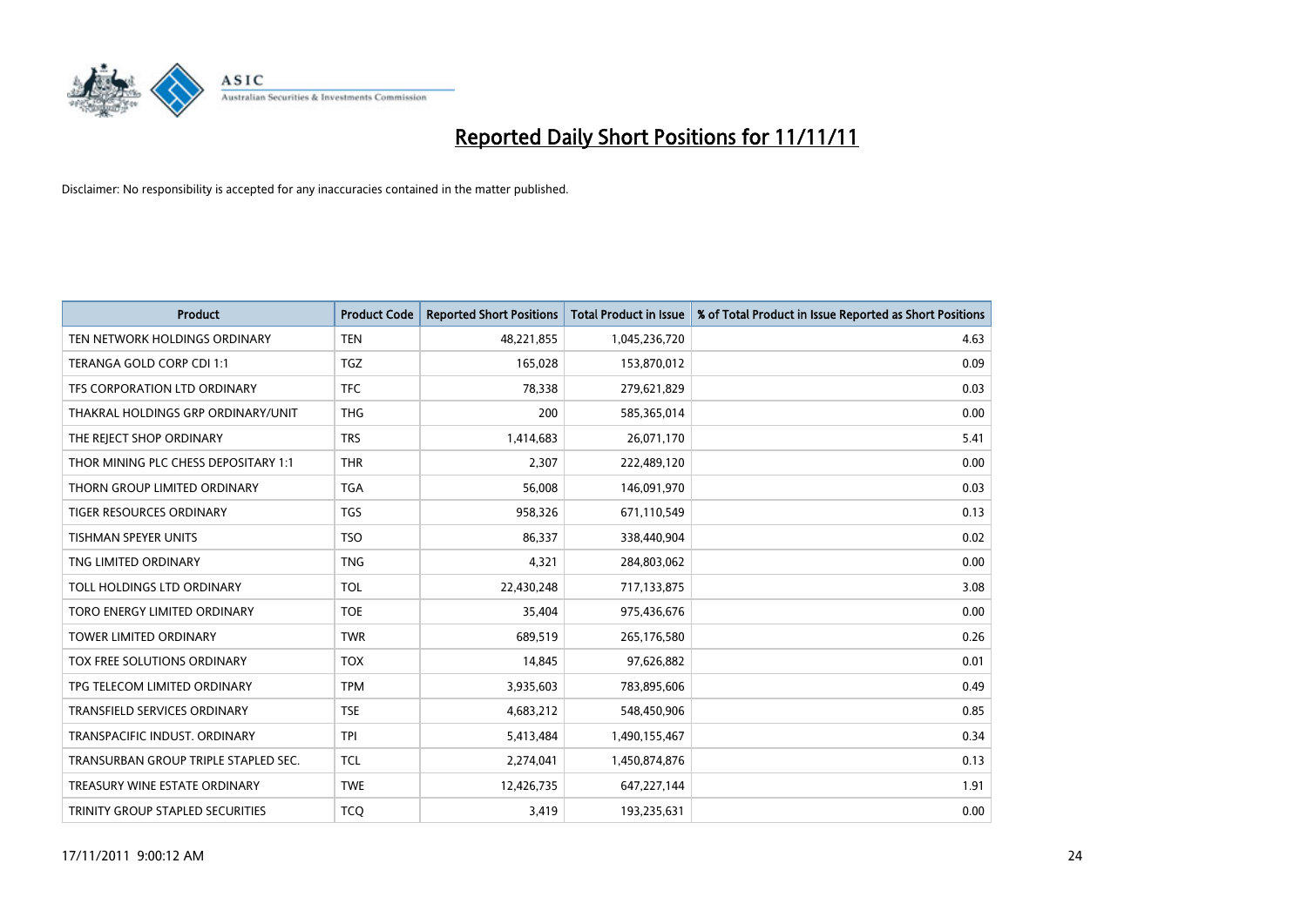# Reported Daily Short Positions for 11/11/11

Disclaimer: No responsibility is accepted for any inaccuracies contained in the matter published.

| Product | Product Code | Reported Short Positions | Total Product in Issue | % of Total Product in Issue Reported as Short Positions |
|---|---|---|---|---|
| TEN NETWORK HOLDINGS ORDINARY | TEN | 48,221,855 | 1,045,236,720 | 4.63 |
| TERANGA GOLD CORP CDI 1:1 | TGZ | 165,028 | 153,870,012 | 0.09 |
| TFS CORPORATION LTD ORDINARY | TFC | 78,338 | 279,621,829 | 0.03 |
| THAKRAL HOLDINGS GRP ORDINARY/UNIT | THG | 200 | 585,365,014 | 0.00 |
| THE REJECT SHOP ORDINARY | TRS | 1,414,683 | 26,071,170 | 5.41 |
| THOR MINING PLC CHESS DEPOSITARY 1:1 | THR | 2,307 | 222,489,120 | 0.00 |
| THORN GROUP LIMITED ORDINARY | TGA | 56,008 | 146,091,970 | 0.03 |
| TIGER RESOURCES ORDINARY | TGS | 958,326 | 671,110,549 | 0.13 |
| TISHMAN SPEYER UNITS | TSO | 86,337 | 338,440,904 | 0.02 |
| TNG LIMITED ORDINARY | TNG | 4,321 | 284,803,062 | 0.00 |
| TOLL HOLDINGS LTD ORDINARY | TOL | 22,430,248 | 717,133,875 | 3.08 |
| TORO ENERGY LIMITED ORDINARY | TOE | 35,404 | 975,436,676 | 0.00 |
| TOWER LIMITED ORDINARY | TWR | 689,519 | 265,176,580 | 0.26 |
| TOX FREE SOLUTIONS ORDINARY | TOX | 14,845 | 97,626,882 | 0.01 |
| TPG TELECOM LIMITED ORDINARY | TPM | 3,935,603 | 783,895,606 | 0.49 |
| TRANSFIELD SERVICES ORDINARY | TSE | 4,683,212 | 548,450,906 | 0.85 |
| TRANSPACIFIC INDUST. ORDINARY | TPI | 5,413,484 | 1,490,155,467 | 0.34 |
| TRANSURBAN GROUP TRIPLE STAPLED SEC. | TCL | 2,274,041 | 1,450,874,876 | 0.13 |
| TREASURY WINE ESTATE ORDINARY | TWE | 12,426,735 | 647,227,144 | 1.91 |
| TRINITY GROUP STAPLED SECURITIES | TCQ | 3,419 | 193,235,631 | 0.00 |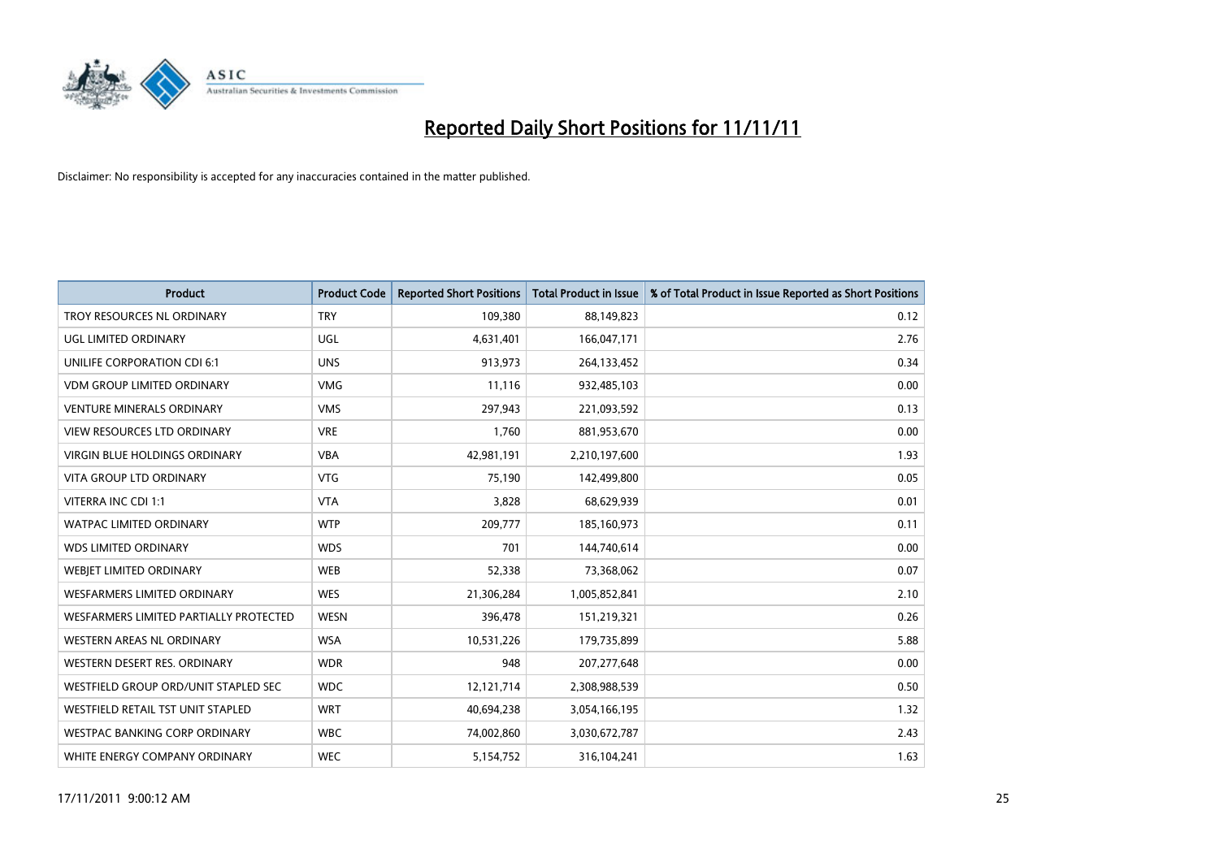# Reported Daily Short Positions for 11/11/11

Disclaimer: No responsibility is accepted for any inaccuracies contained in the matter published.

| Product | Product Code | Reported Short Positions | Total Product in Issue | % of Total Product in Issue Reported as Short Positions |
|---|---|---|---|---|
| TROY RESOURCES NL ORDINARY | TRY | 109,380 | 88,149,823 | 0.12 |
| UGL LIMITED ORDINARY | UGL | 4,631,401 | 166,047,171 | 2.76 |
| UNILIFE CORPORATION CDI 6:1 | UNS | 913,973 | 264,133,452 | 0.34 |
| VDM GROUP LIMITED ORDINARY | VMG | 11,116 | 932,485,103 | 0.00 |
| VENTURE MINERALS ORDINARY | VMS | 297,943 | 221,093,592 | 0.13 |
| VIEW RESOURCES LTD ORDINARY | VRE | 1,760 | 881,953,670 | 0.00 |
| VIRGIN BLUE HOLDINGS ORDINARY | VBA | 42,981,191 | 2,210,197,600 | 1.93 |
| VITA GROUP LTD ORDINARY | VTG | 75,190 | 142,499,800 | 0.05 |
| VITERRA INC CDI 1:1 | VTA | 3,828 | 68,629,939 | 0.01 |
| WATPAC LIMITED ORDINARY | WTP | 209,777 | 185,160,973 | 0.11 |
| WDS LIMITED ORDINARY | WDS | 701 | 144,740,614 | 0.00 |
| WEBJET LIMITED ORDINARY | WEB | 52,338 | 73,368,062 | 0.07 |
| WESFARMERS LIMITED ORDINARY | WES | 21,306,284 | 1,005,852,841 | 2.10 |
| WESFARMERS LIMITED PARTIALLY PROTECTED | WESN | 396,478 | 151,219,321 | 0.26 |
| WESTERN AREAS NL ORDINARY | WSA | 10,531,226 | 179,735,899 | 5.88 |
| WESTERN DESERT RES. ORDINARY | WDR | 948 | 207,277,648 | 0.00 |
| WESTFIELD GROUP ORD/UNIT STAPLED SEC | WDC | 12,121,714 | 2,308,988,539 | 0.50 |
| WESTFIELD RETAIL TST UNIT STAPLED | WRT | 40,694,238 | 3,054,166,195 | 1.32 |
| WESTPAC BANKING CORP ORDINARY | WBC | 74,002,860 | 3,030,672,787 | 2.43 |
| WHITE ENERGY COMPANY ORDINARY | WEC | 5,154,752 | 316,104,241 | 1.63 |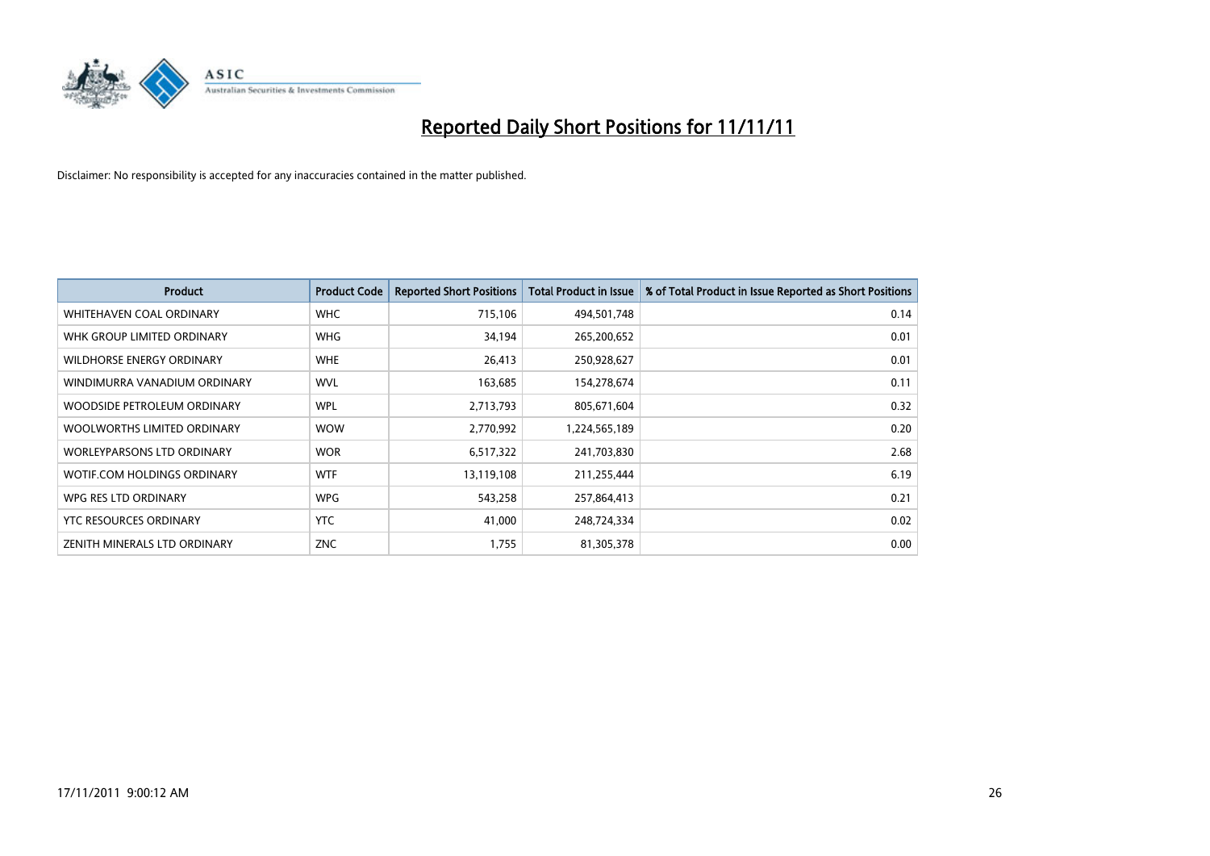# Reported Daily Short Positions for 11/11/11

Disclaimer: No responsibility is accepted for any inaccuracies contained in the matter published.

| Product | Product Code | Reported Short Positions | Total Product in Issue | % of Total Product in Issue Reported as Short Positions |
|---|---|---|---|---|
| WHITEHAVEN COAL ORDINARY | WHC | 715,106 | 494,501,748 | 0.14 |
| WHK GROUP LIMITED ORDINARY | WHG | 34,194 | 265,200,652 | 0.01 |
| WILDHORSE ENERGY ORDINARY | WHE | 26,413 | 250,928,627 | 0.01 |
| WINDIMURRA VANADIUM ORDINARY | WVL | 163,685 | 154,278,674 | 0.11 |
| WOODSIDE PETROLEUM ORDINARY | WPL | 2,713,793 | 805,671,604 | 0.32 |
| WOOLWORTHS LIMITED ORDINARY | WOW | 2,770,992 | 1,224,565,189 | 0.20 |
| WORLEYPARSONS LTD ORDINARY | WOR | 6,517,322 | 241,703,830 | 2.68 |
| WOTIF.COM HOLDINGS ORDINARY | WTF | 13,119,108 | 211,255,444 | 6.19 |
| WPG RES LTD ORDINARY | WPG | 543,258 | 257,864,413 | 0.21 |
| YTC RESOURCES ORDINARY | YTC | 41,000 | 248,724,334 | 0.02 |
| ZENITH MINERALS LTD ORDINARY | ZNC | 1,755 | 81,305,378 | 0.00 |